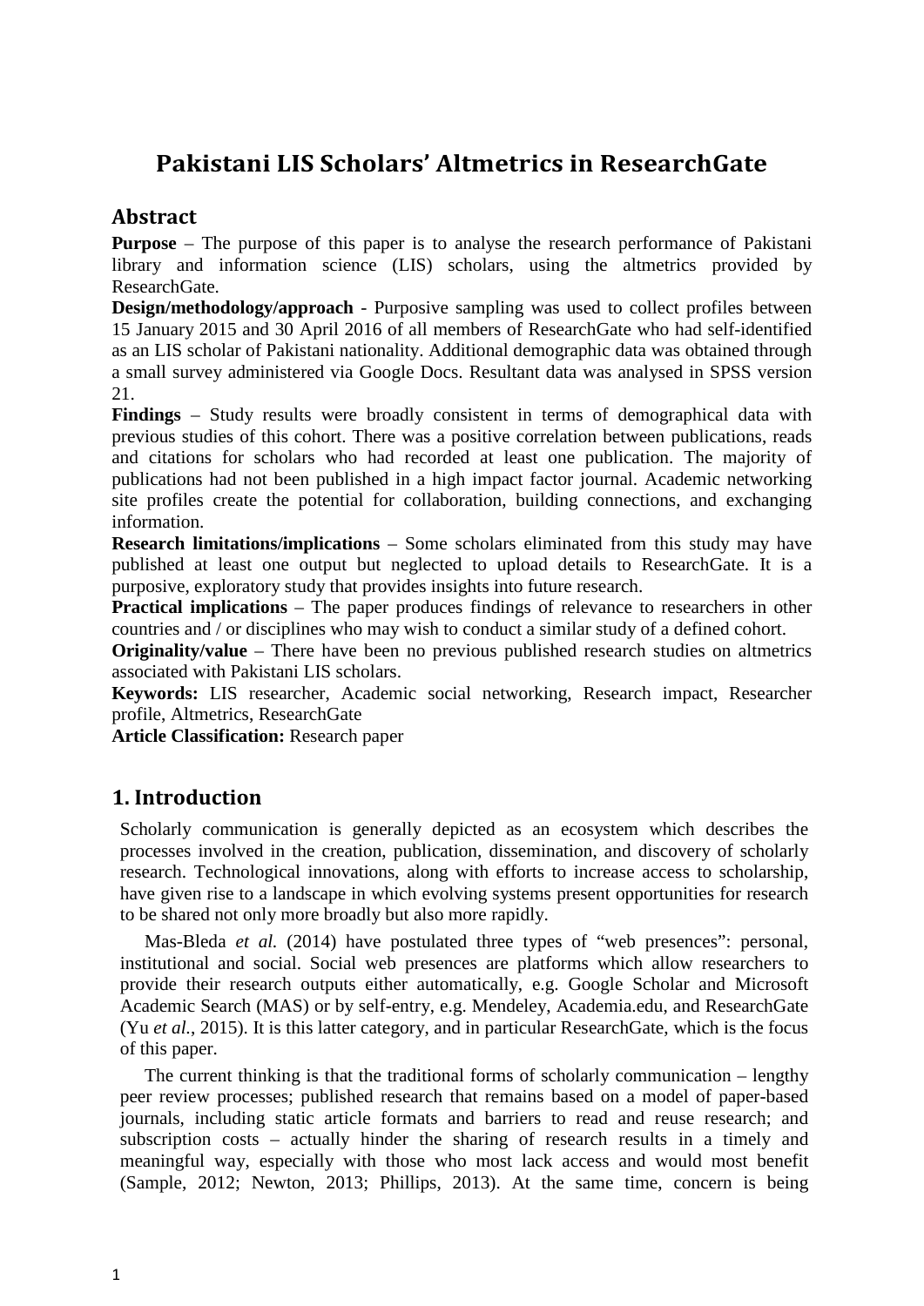# Pakistani LIS Scholars' Altmetrics in ResearchGate

## Abstract

**Purpose** – The purpose of this paper is to analyse the research performance of Pakistani library and information science (LIS) scholars, using the altmetrics provided by ResearchGate.

**Design/methodology/approach** - Purposive sampling was used to collect profiles between 15 January 2015 and 30 April 2016 of all members of ResearchGate who had self-identified as an LIS scholar of Pakistani nationality. Additional demographic data was obtained through a small survey administered via Google Docs. Resultant data was analysed in SPSS version 21.

**Findings** – Study results were broadly consistent in terms of demographical data with previous studies of this cohort. There was a positive correlation between publications, reads and citations for scholars who had recorded at least one publication. The majority of publications had not been published in a high impact factor journal. Academic networking site profiles create the potential for collaboration, building connections, and exchanging information.

**Research limitations/implications** – Some scholars eliminated from this study may have published at least one output but neglected to upload details to ResearchGate. It is a purposive, exploratory study that provides insights into future research.

**Practical implications** – The paper produces findings of relevance to researchers in other countries and / or disciplines who may wish to conduct a similar study of a defined cohort.

**Originality/value** – There have been no previous published research studies on altmetrics associated with Pakistani LIS scholars.

**Keywords:** LIS researcher, Academic social networking, Research impact, Researcher profile, Altmetrics, ResearchGate

**Article Classification:** Research paper

## 1. Introduction

Scholarly communication is generally depicted as an ecosystem which describes the processes involved in the creation, publication, dissemination, and discovery of scholarly research. Technological innovations, along with efforts to increase access to scholarship, have given rise to a landscape in which evolving systems present opportunities for research to be shared not only more broadly but also more rapidly.

Mas-Bleda *et al.* (2014) have postulated three types of "web presences": personal, institutional and social. Social web presences are platforms which allow researchers to provide their research outputs either automatically, e.g. Google Scholar and Microsoft Academic Search (MAS) or by self-entry, e.g. Mendeley, Academia.edu, and ResearchGate (Yu *et al.*, 2015). It is this latter category, and in particular ResearchGate, which is the focus of this paper.

The current thinking is that the traditional forms of scholarly communication – lengthy peer review processes; published research that remains based on a model of paper-based journals, including static article formats and barriers to read and reuse research; and subscription costs – actually hinder the sharing of research results in a timely and meaningful way, especially with those who most lack access and would most benefit (Sample, 2012; Newton, 2013; Phillips, 2013). At the same time, concern is being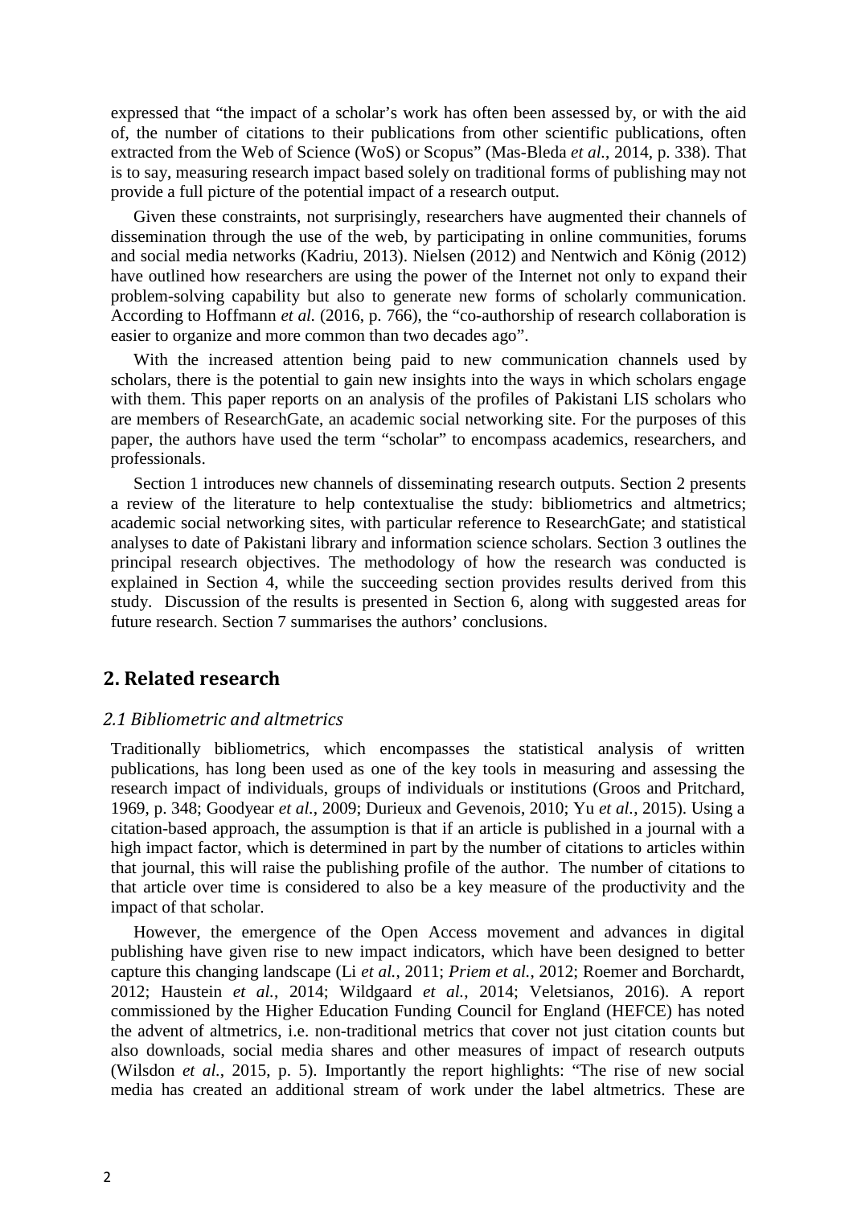expressed that "the impact of a scholar's work has often been assessed by, or with the aid of, the number of citations to their publications from other scientific publications, often extracted from the Web of Science (WoS) or Scopus" (Mas-Bleda *et al.*, 2014, p. 338). That is to say, measuring research impact based solely on traditional forms of publishing may not provide a full picture of the potential impact of a research output.

Given these constraints, not surprisingly, researchers have augmented their channels of dissemination through the use of the web, by participating in online communities, forums and social media networks (Kadriu, 2013). Nielsen (2012) and Nentwich and König (2012) have outlined how researchers are using the power of the Internet not only to expand their problem-solving capability but also to generate new forms of scholarly communication. According to Hoffmann *et al.* (2016, p. 766), the "co-authorship of research collaboration is easier to organize and more common than two decades ago".

With the increased attention being paid to new communication channels used by scholars, there is the potential to gain new insights into the ways in which scholars engage with them. This paper reports on an analysis of the profiles of Pakistani LIS scholars who are members of ResearchGate, an academic social networking site. For the purposes of this paper, the authors have used the term "scholar" to encompass academics, researchers, and professionals.

Section 1 introduces new channels of disseminating research outputs. Section 2 presents a review of the literature to help contextualise the study: bibliometrics and altmetrics; academic social networking sites, with particular reference to ResearchGate; and statistical analyses to date of Pakistani library and information science scholars. Section 3 outlines the principal research objectives. The methodology of how the research was conducted is explained in Section 4, while the succeeding section provides results derived from this study. Discussion of the results is presented in Section 6, along with suggested areas for future research. Section 7 summarises the authors' conclusions.

## 2. Related research

### *2.1 Bibliometric and altmetrics*

Traditionally bibliometrics, which encompasses the statistical analysis of written publications, has long been used as one of the key tools in measuring and assessing the research impact of individuals, groups of individuals or institutions (Groos and Pritchard, 1969, p. 348; Goodyear *et al.*, 2009; Durieux and Gevenois, 2010; Yu *et al.*, 2015). Using a citation-based approach, the assumption is that if an article is published in a journal with a high impact factor, which is determined in part by the number of citations to articles within that journal, this will raise the publishing profile of the author. The number of citations to that article over time is considered to also be a key measure of the productivity and the impact of that scholar.

However, the emergence of the Open Access movement and advances in digital publishing have given rise to new impact indicators, which have been designed to better capture this changing landscape (Li *et al.*, 2011; *Priem et al.*, 2012; Roemer and Borchardt, 2012; Haustein *et al.*, 2014; Wildgaard *et al.*, 2014; Veletsianos, 2016). A report commissioned by the Higher Education Funding Council for England (HEFCE) has noted the advent of altmetrics, i.e. non-traditional metrics that cover not just citation counts but also downloads, social media shares and other measures of impact of research outputs (Wilsdon *et al.*, 2015, p. 5). Importantly the report highlights: "The rise of new social media has created an additional stream of work under the label altmetrics. These are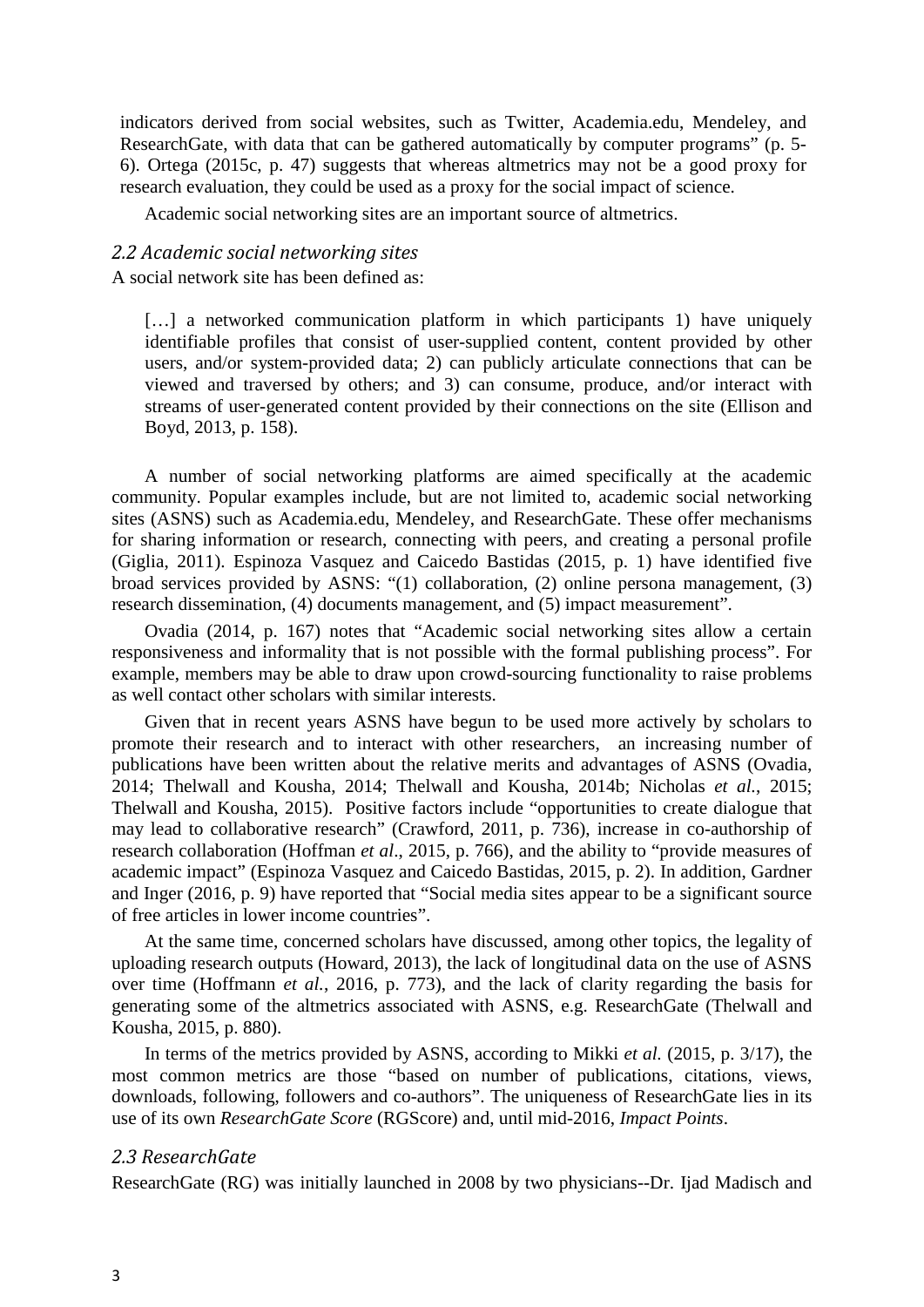indicators derived from social websites, such as Twitter, Academia.edu, Mendeley, and ResearchGate, with data that can be gathered automatically by computer programs" (p. 5-6). Ortega (2015c, p. 47) suggests that whereas altmetrics may not be a good proxy for research evaluation, they could be used as a proxy for the social impact of science.

Academic social networking sites are an important source of altmetrics.

### *2.2 Academic social networking sites*

A social network site has been defined as:

> […] a networked communication platform in which participants 1) have uniquely identifiable profiles that consist of user-supplied content, content provided by other users, and/or system-provided data; 2) can publicly articulate connections that can be viewed and traversed by others; and 3) can consume, produce, and/or interact with streams of user-generated content provided by their connections on the site (Ellison and Boyd, 2013, p. 158).

A number of social networking platforms are aimed specifically at the academic community. Popular examples include, but are not limited to, academic social networking sites (ASNS) such as Academia.edu, Mendeley, and ResearchGate. These offer mechanisms for sharing information or research, connecting with peers, and creating a personal profile (Giglia, 2011). Espinoza Vasquez and Caicedo Bastidas (2015, p. 1) have identified five broad services provided by ASNS: "(1) collaboration, (2) online persona management, (3) research dissemination, (4) documents management, and (5) impact measurement".

Ovadia (2014, p. 167) notes that "Academic social networking sites allow a certain responsiveness and informality that is not possible with the formal publishing process". For example, members may be able to draw upon crowd-sourcing functionality to raise problems as well contact other scholars with similar interests.

Given that in recent years ASNS have begun to be used more actively by scholars to promote their research and to interact with other researchers, an increasing number of publications have been written about the relative merits and advantages of ASNS (Ovadia, 2014; Thelwall and Kousha, 2014; Thelwall and Kousha, 2014b; Nicholas *et al.*, 2015; Thelwall and Kousha, 2015). Positive factors include "opportunities to create dialogue that may lead to collaborative research" (Crawford, 2011, p. 736), increase in co-authorship of research collaboration (Hoffman *et al*., 2015, p. 766), and the ability to "provide measures of academic impact" (Espinoza Vasquez and Caicedo Bastidas, 2015, p. 2). In addition, Gardner and Inger (2016, p. 9) have reported that "Social media sites appear to be a significant source of free articles in lower income countries".

At the same time, concerned scholars have discussed, among other topics, the legality of uploading research outputs (Howard, 2013), the lack of longitudinal data on the use of ASNS over time (Hoffmann *et al.*, 2016, p. 773), and the lack of clarity regarding the basis for generating some of the altmetrics associated with ASNS, e.g. ResearchGate (Thelwall and Kousha, 2015, p. 880).

In terms of the metrics provided by ASNS, according to Mikki *et al.* (2015, p. 3/17), the most common metrics are those "based on number of publications, citations, views, downloads, following, followers and co-authors". The uniqueness of ResearchGate lies in its use of its own *ResearchGate Score* (RGScore) and, until mid-2016, *Impact Points*.

### *2.3 ResearchGate*

ResearchGate (RG) was initially launched in 2008 by two physicians--Dr. Ijad Madisch and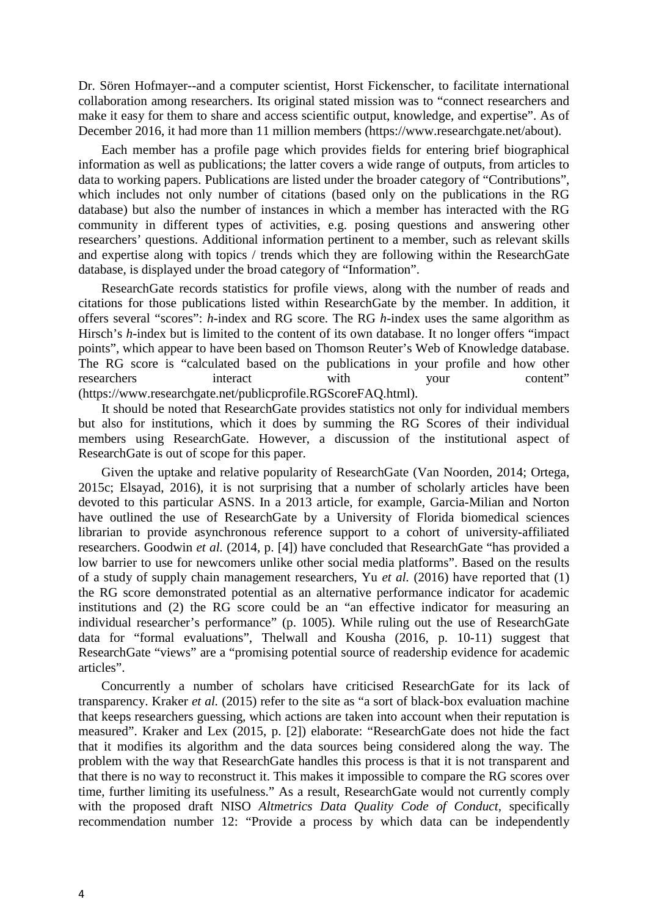Dr. Sören Hofmayer--and a computer scientist, Horst Fickenscher, to facilitate international collaboration among researchers. Its original stated mission was to "connect researchers and make it easy for them to share and access scientific output, knowledge, and expertise". As of December 2016, it had more than 11 million members (https://www.researchgate.net/about).

Each member has a profile page which provides fields for entering brief biographical information as well as publications; the latter covers a wide range of outputs, from articles to data to working papers. Publications are listed under the broader category of "Contributions", which includes not only number of citations (based only on the publications in the RG database) but also the number of instances in which a member has interacted with the RG community in different types of activities, e.g. posing questions and answering other researchers' questions. Additional information pertinent to a member, such as relevant skills and expertise along with topics / trends which they are following within the ResearchGate database, is displayed under the broad category of "Information".

ResearchGate records statistics for profile views, along with the number of reads and citations for those publications listed within ResearchGate by the member. In addition, it offers several "scores": *h*-index and RG score. The RG *h*-index uses the same algorithm as Hirsch's *h*-index but is limited to the content of its own database. It no longer offers "impact points", which appear to have been based on Thomson Reuter's Web of Knowledge database. The RG score is "calculated based on the publications in your profile and how other researchers interact with your content" (https://www.researchgate.net/publicprofile.RGScoreFAQ.html).

It should be noted that ResearchGate provides statistics not only for individual members but also for institutions, which it does by summing the RG Scores of their individual members using ResearchGate. However, a discussion of the institutional aspect of ResearchGate is out of scope for this paper.

Given the uptake and relative popularity of ResearchGate (Van Noorden, 2014; Ortega, 2015c; Elsayad, 2016), it is not surprising that a number of scholarly articles have been devoted to this particular ASNS. In a 2013 article, for example, Garcia-Milian and Norton have outlined the use of ResearchGate by a University of Florida biomedical sciences librarian to provide asynchronous reference support to a cohort of university-affiliated researchers. Goodwin *et al.* (2014, p. [4]) have concluded that ResearchGate "has provided a low barrier to use for newcomers unlike other social media platforms". Based on the results of a study of supply chain management researchers, Yu *et al.* (2016) have reported that (1) the RG score demonstrated potential as an alternative performance indicator for academic institutions and (2) the RG score could be an "an effective indicator for measuring an individual researcher's performance" (p. 1005). While ruling out the use of ResearchGate data for "formal evaluations", Thelwall and Kousha (2016, p. 10-11) suggest that ResearchGate "views" are a "promising potential source of readership evidence for academic articles".

Concurrently a number of scholars have criticised ResearchGate for its lack of transparency. Kraker *et al.* (2015) refer to the site as "a sort of black-box evaluation machine that keeps researchers guessing, which actions are taken into account when their reputation is measured". Kraker and Lex (2015, p. [2]) elaborate: "ResearchGate does not hide the fact that it modifies its algorithm and the data sources being considered along the way. The problem with the way that ResearchGate handles this process is that it is not transparent and that there is no way to reconstruct it. This makes it impossible to compare the RG scores over time, further limiting its usefulness." As a result, ResearchGate would not currently comply with the proposed draft NISO *Altmetrics Data Quality Code of Conduct*, specifically recommendation number 12: "Provide a process by which data can be independently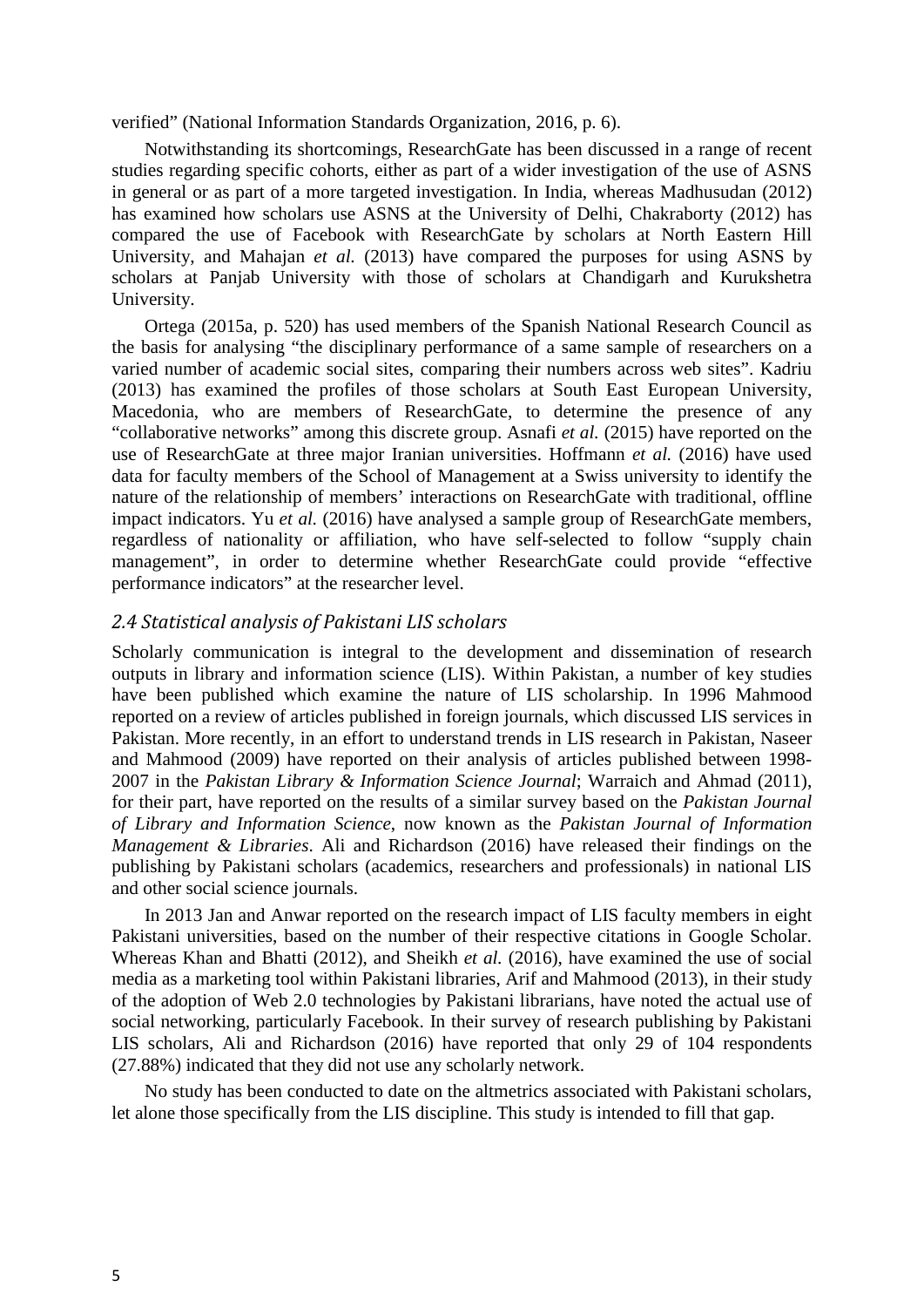verified" (National Information Standards Organization, 2016, p. 6).

Notwithstanding its shortcomings, ResearchGate has been discussed in a range of recent studies regarding specific cohorts, either as part of a wider investigation of the use of ASNS in general or as part of a more targeted investigation. In India, whereas Madhusudan (2012) has examined how scholars use ASNS at the University of Delhi, Chakraborty (2012) has compared the use of Facebook with ResearchGate by scholars at North Eastern Hill University, and Mahajan *et al.* (2013) have compared the purposes for using ASNS by scholars at Panjab University with those of scholars at Chandigarh and Kurukshetra University.

Ortega (2015a, p. 520) has used members of the Spanish National Research Council as the basis for analysing "the disciplinary performance of a same sample of researchers on a varied number of academic social sites, comparing their numbers across web sites". Kadriu (2013) has examined the profiles of those scholars at South East European University, Macedonia, who are members of ResearchGate, to determine the presence of any "collaborative networks" among this discrete group. Asnafi *et al.* (2015) have reported on the use of ResearchGate at three major Iranian universities. Hoffmann *et al.* (2016) have used data for faculty members of the School of Management at a Swiss university to identify the nature of the relationship of members' interactions on ResearchGate with traditional, offline impact indicators. Yu *et al.* (2016) have analysed a sample group of ResearchGate members, regardless of nationality or affiliation, who have self-selected to follow "supply chain management", in order to determine whether ResearchGate could provide "effective performance indicators" at the researcher level.

### *2.4 Statistical analysis of Pakistani LIS scholars*

Scholarly communication is integral to the development and dissemination of research outputs in library and information science (LIS). Within Pakistan, a number of key studies have been published which examine the nature of LIS scholarship. In 1996 Mahmood reported on a review of articles published in foreign journals, which discussed LIS services in Pakistan. More recently, in an effort to understand trends in LIS research in Pakistan, Naseer and Mahmood (2009) have reported on their analysis of articles published between 1998-2007 in the *Pakistan Library & Information Science Journal*; Warraich and Ahmad (2011), for their part, have reported on the results of a similar survey based on the *Pakistan Journal of Library and Information Science*, now known as the *Pakistan Journal of Information Management & Libraries*. Ali and Richardson (2016) have released their findings on the publishing by Pakistani scholars (academics, researchers and professionals) in national LIS and other social science journals.

In 2013 Jan and Anwar reported on the research impact of LIS faculty members in eight Pakistani universities, based on the number of their respective citations in Google Scholar. Whereas Khan and Bhatti (2012), and Sheikh *et al.* (2016), have examined the use of social media as a marketing tool within Pakistani libraries, Arif and Mahmood (2013), in their study of the adoption of Web 2.0 technologies by Pakistani librarians, have noted the actual use of social networking, particularly Facebook. In their survey of research publishing by Pakistani LIS scholars, Ali and Richardson (2016) have reported that only 29 of 104 respondents (27.88%) indicated that they did not use any scholarly network.

No study has been conducted to date on the altmetrics associated with Pakistani scholars, let alone those specifically from the LIS discipline. This study is intended to fill that gap.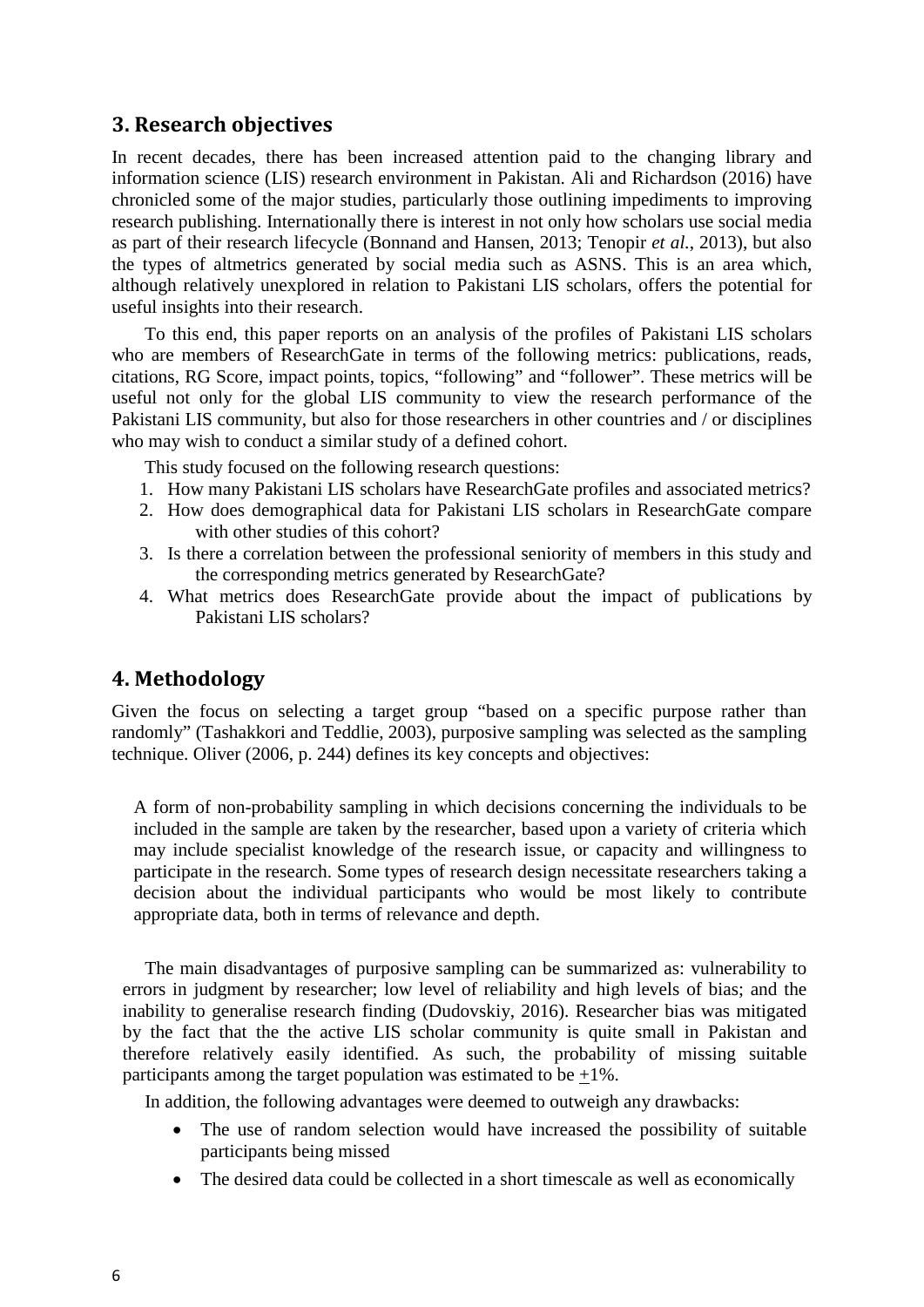## 3. Research objectives

In recent decades, there has been increased attention paid to the changing library and information science (LIS) research environment in Pakistan. Ali and Richardson (2016) have chronicled some of the major studies, particularly those outlining impediments to improving research publishing. Internationally there is interest in not only how scholars use social media as part of their research lifecycle (Bonnand and Hansen, 2013; Tenopir *et al.*, 2013), but also the types of altmetrics generated by social media such as ASNS. This is an area which, although relatively unexplored in relation to Pakistani LIS scholars, offers the potential for useful insights into their research.

To this end, this paper reports on an analysis of the profiles of Pakistani LIS scholars who are members of ResearchGate in terms of the following metrics: publications, reads, citations, RG Score, impact points, topics, "following" and "follower". These metrics will be useful not only for the global LIS community to view the research performance of the Pakistani LIS community, but also for those researchers in other countries and / or disciplines who may wish to conduct a similar study of a defined cohort.

This study focused on the following research questions:

1. How many Pakistani LIS scholars have ResearchGate profiles and associated metrics?
2. How does demographical data for Pakistani LIS scholars in ResearchGate compare with other studies of this cohort?
3. Is there a correlation between the professional seniority of members in this study and the corresponding metrics generated by ResearchGate?
4. What metrics does ResearchGate provide about the impact of publications by Pakistani LIS scholars?

## 4. Methodology

Given the focus on selecting a target group "based on a specific purpose rather than randomly" (Tashakkori and Teddlie, 2003), purposive sampling was selected as the sampling technique. Oliver (2006, p. 244) defines its key concepts and objectives:

> A form of non-probability sampling in which decisions concerning the individuals to be included in the sample are taken by the researcher, based upon a variety of criteria which may include specialist knowledge of the research issue, or capacity and willingness to participate in the research. Some types of research design necessitate researchers taking a decision about the individual participants who would be most likely to contribute appropriate data, both in terms of relevance and depth.

The main disadvantages of purposive sampling can be summarized as: vulnerability to errors in judgment by researcher; low level of reliability and high levels of bias; and the inability to generalise research finding (Dudovskiy, 2016). Researcher bias was mitigated by the fact that the the active LIS scholar community is quite small in Pakistan and therefore relatively easily identified. As such, the probability of missing suitable participants among the target population was estimated to be $\pm$1%.

In addition, the following advantages were deemed to outweigh any drawbacks:

- The use of random selection would have increased the possibility of suitable participants being missed
- The desired data could be collected in a short timescale as well as economically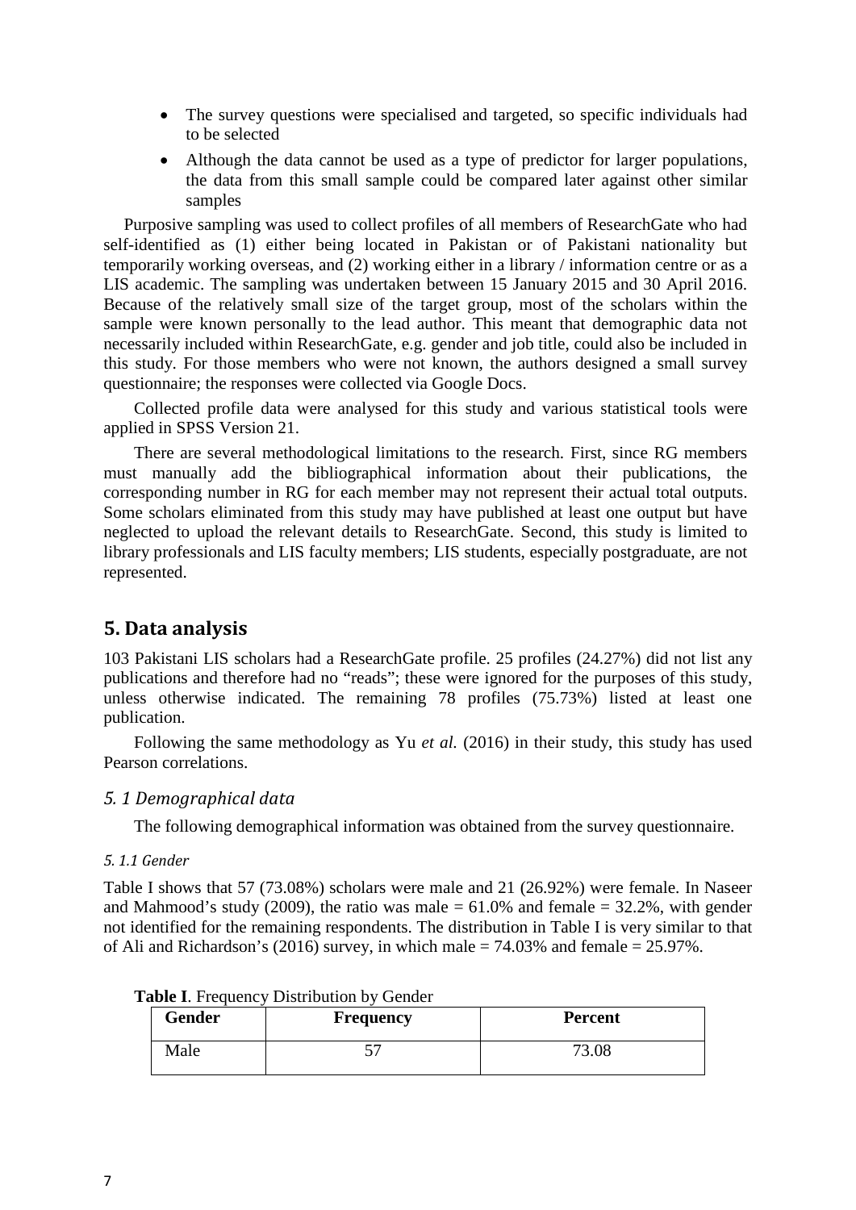- The survey questions were specialised and targeted, so specific individuals had to be selected
- Although the data cannot be used as a type of predictor for larger populations, the data from this small sample could be compared later against other similar samples

Purposive sampling was used to collect profiles of all members of ResearchGate who had self-identified as (1) either being located in Pakistan or of Pakistani nationality but temporarily working overseas, and (2) working either in a library / information centre or as a LIS academic. The sampling was undertaken between 15 January 2015 and 30 April 2016. Because of the relatively small size of the target group, most of the scholars within the sample were known personally to the lead author. This meant that demographic data not necessarily included within ResearchGate, e.g. gender and job title, could also be included in this study. For those members who were not known, the authors designed a small survey questionnaire; the responses were collected via Google Docs.

Collected profile data were analysed for this study and various statistical tools were applied in SPSS Version 21.

There are several methodological limitations to the research. First, since RG members must manually add the bibliographical information about their publications, the corresponding number in RG for each member may not represent their actual total outputs. Some scholars eliminated from this study may have published at least one output but have neglected to upload the relevant details to ResearchGate. Second, this study is limited to library professionals and LIS faculty members; LIS students, especially postgraduate, are not represented.

## 5. Data analysis

103 Pakistani LIS scholars had a ResearchGate profile. 25 profiles (24.27%) did not list any publications and therefore had no "reads"; these were ignored for the purposes of this study, unless otherwise indicated. The remaining 78 profiles (75.73%) listed at least one publication.

Following the same methodology as Yu *et al.* (2016) in their study, this study has used Pearson correlations.

### *5. 1 Demographical data*

The following demographical information was obtained from the survey questionnaire.

#### *5. 1.1 Gender*

Table I shows that 57 (73.08%) scholars were male and 21 (26.92%) were female. In Naseer and Mahmood's study (2009), the ratio was male = 61.0% and female = 32.2%, with gender not identified for the remaining respondents. The distribution in Table I is very similar to that of Ali and Richardson's (2016) survey, in which male = 74.03% and female = 25.97%.

**Table I**. Frequency Distribution by Gender

| Gender | Frequency | Percent |
|---|---|---|
| Male | 57 | 73.08 |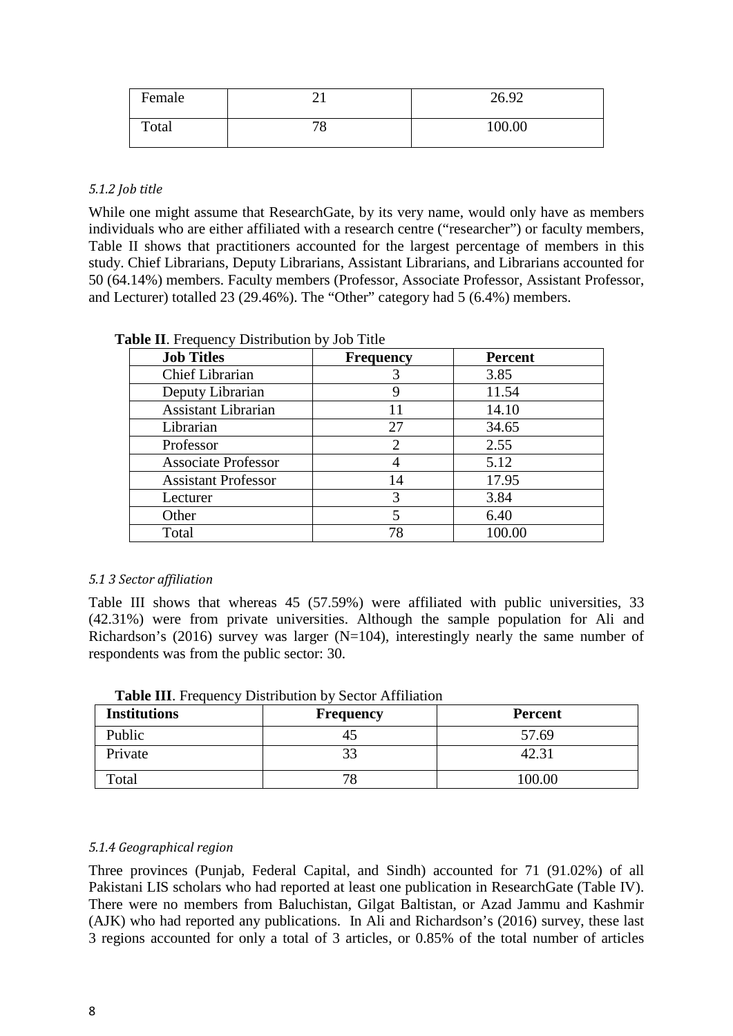| Female | 21 | 26.92 |
|---|---|---|
| Total | 78 | 100.00 |

##### *5.1.2 Job title*

While one might assume that ResearchGate, by its very name, would only have as members individuals who are either affiliated with a research centre ("researcher") or faculty members, Table II shows that practitioners accounted for the largest percentage of members in this study. Chief Librarians, Deputy Librarians, Assistant Librarians, and Librarians accounted for 50 (64.14%) members. Faculty members (Professor, Associate Professor, Assistant Professor, and Lecturer) totalled 23 (29.46%). The "Other" category had 5 (6.4%) members.

**Table II**. Frequency Distribution by Job Title

| Job Titles | Frequency | Percent |
|---|---|---|
| Chief Librarian | 3 | 3.85 |
| Deputy Librarian | 9 | 11.54 |
| Assistant Librarian | 11 | 14.10 |
| Librarian | 27 | 34.65 |
| Professor | 2 | 2.55 |
| Associate Professor | 4 | 5.12 |
| Assistant Professor | 14 | 17.95 |
| Lecturer | 3 | 3.84 |
| Other | 5 | 6.40 |
| Total | 78 | 100.00 |

##### *5.1 3 Sector affiliation*

Table III shows that whereas 45 (57.59%) were affiliated with public universities, 33 (42.31%) were from private universities. Although the sample population for Ali and Richardson's (2016) survey was larger (N=104), interestingly nearly the same number of respondents was from the public sector: 30.

**Table III**. Frequency Distribution by Sector Affiliation

| Institutions | Frequency | Percent |
|---|---|---|
| Public | 45 | 57.69 |
| Private | 33 | 42.31 |
| Total | 78 | 100.00 |

##### *5.1.4 Geographical region*

Three provinces (Punjab, Federal Capital, and Sindh) accounted for 71 (91.02%) of all Pakistani LIS scholars who had reported at least one publication in ResearchGate (Table IV). There were no members from Baluchistan, Gilgat Baltistan, or Azad Jammu and Kashmir (AJK) who had reported any publications. In Ali and Richardson's (2016) survey, these last 3 regions accounted for only a total of 3 articles, or 0.85% of the total number of articles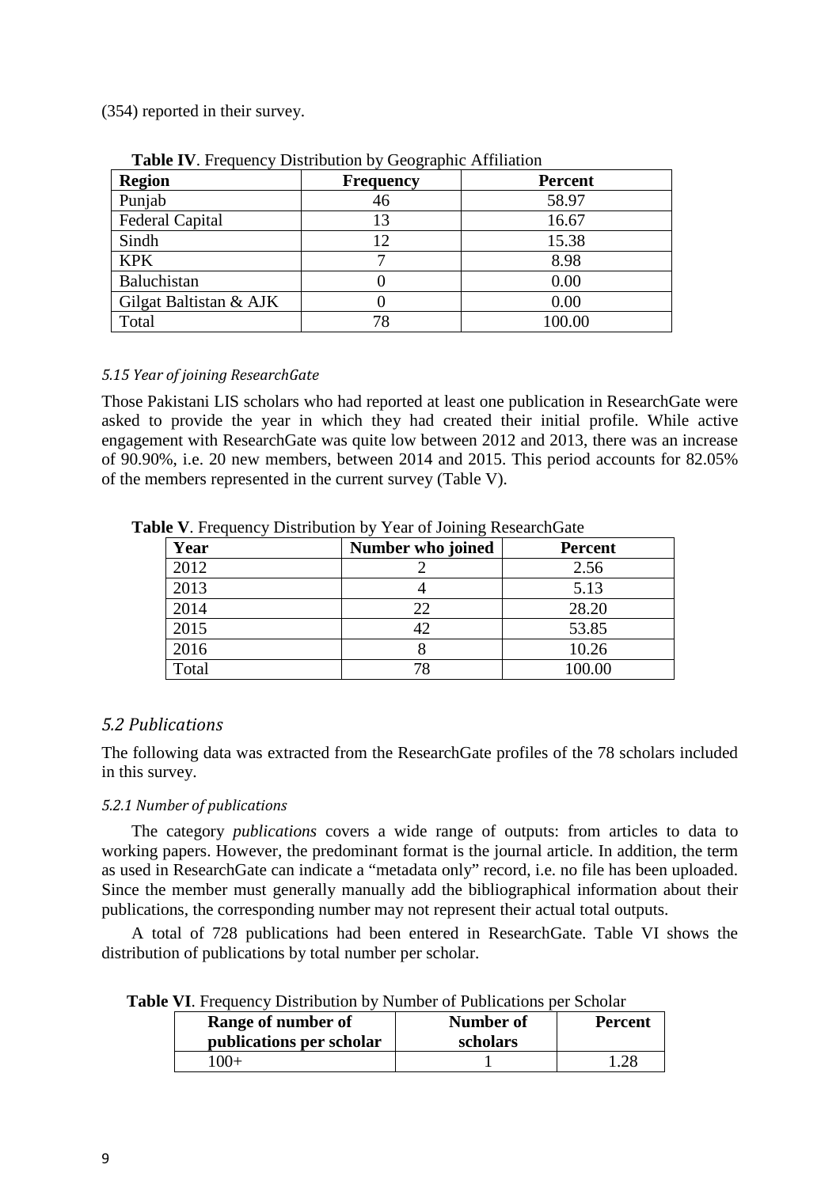(354) reported in their survey.

**Table IV**. Frequency Distribution by Geographic Affiliation

| Region | Frequency | Percent |
|---|---|---|
| Punjab | 46 | 58.97 |
| Federal Capital | 13 | 16.67 |
| Sindh | 12 | 15.38 |
| KPK | 7 | 8.98 |
| Baluchistan | 0 | 0.00 |
| Gilgat Baltistan & AJK | 0 | 0.00 |
| Total | 78 | 100.00 |

#### *5.15 Year of joining ResearchGate*

Those Pakistani LIS scholars who had reported at least one publication in ResearchGate were asked to provide the year in which they had created their initial profile. While active engagement with ResearchGate was quite low between 2012 and 2013, there was an increase of 90.90%, i.e. 20 new members, between 2014 and 2015. This period accounts for 82.05% of the members represented in the current survey (Table V).

**Table V**. Frequency Distribution by Year of Joining ResearchGate

| Year | Number who joined | Percent |
|---|---|---|
| 2012 | 2 | 2.56 |
| 2013 | 4 | 5.13 |
| 2014 | 22 | 28.20 |
| 2015 | 42 | 53.85 |
| 2016 | 8 | 10.26 |
| Total | 78 | 100.00 |

### *5.2 Publications*

The following data was extracted from the ResearchGate profiles of the 78 scholars included in this survey.

#### *5.2.1 Number of publications*

The category *publications* covers a wide range of outputs: from articles to data to working papers. However, the predominant format is the journal article. In addition, the term as used in ResearchGate can indicate a "metadata only" record, i.e. no file has been uploaded. Since the member must generally manually add the bibliographical information about their publications, the corresponding number may not represent their actual total outputs.

A total of 728 publications had been entered in ResearchGate. Table VI shows the distribution of publications by total number per scholar.

**Table VI**. Frequency Distribution by Number of Publications per Scholar

| Range of number of publications per scholar | Number of scholars | Percent |
|---|---|---|
| 100+ | 1 | 1.28 |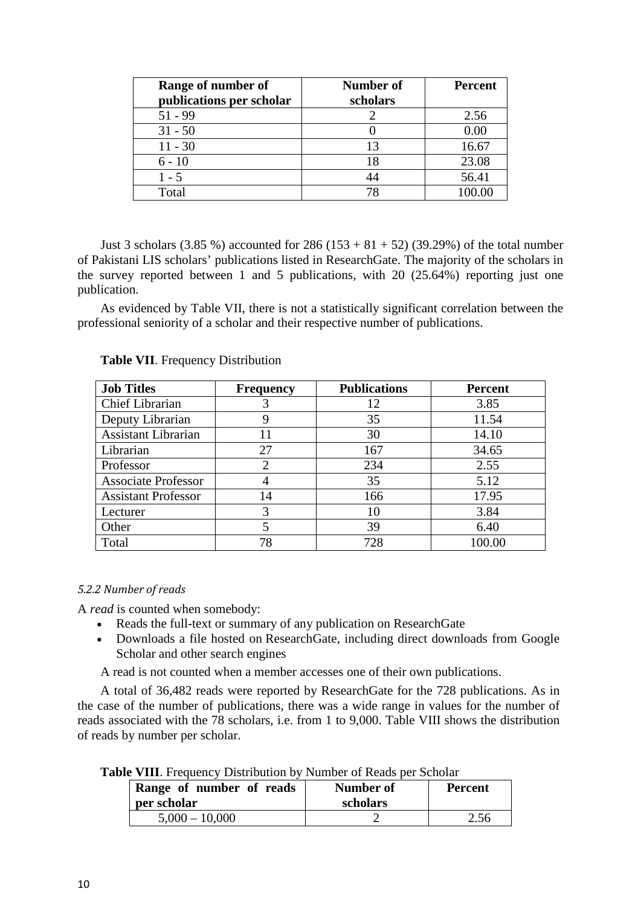| Range of number of publications per scholar | Number of scholars | Percent |
|---|---|---|
| 51 - 99 | 2 | 2.56 |
| 31 - 50 | 0 | 0.00 |
| 11 - 30 | 13 | 16.67 |
| 6 - 10 | 18 | 23.08 |
| 1 - 5 | 44 | 56.41 |
| Total | 78 | 100.00 |

Just 3 scholars (3.85 %) accounted for 286 (153 + 81 + 52) (39.29%) of the total number of Pakistani LIS scholars' publications listed in ResearchGate. The majority of the scholars in the survey reported between 1 and 5 publications, with 20 (25.64%) reporting just one publication.

As evidenced by Table VII, there is not a statistically significant correlation between the professional seniority of a scholar and their respective number of publications.

**Table VII**. Frequency Distribution

| Job Titles | Frequency | Publications | Percent |
|---|---|---|---|
| Chief Librarian | 3 | 12 | 3.85 |
| Deputy Librarian | 9 | 35 | 11.54 |
| Assistant Librarian | 11 | 30 | 14.10 |
| Librarian | 27 | 167 | 34.65 |
| Professor | 2 | 234 | 2.55 |
| Associate Professor | 4 | 35 | 5.12 |
| Assistant Professor | 14 | 166 | 17.95 |
| Lecturer | 3 | 10 | 3.84 |
| Other | 5 | 39 | 6.40 |
| Total | 78 | 728 | 100.00 |

#### *5.2.2 Number of reads*

A *read* is counted when somebody:

- Reads the full-text or summary of any publication on ResearchGate
- Downloads a file hosted on ResearchGate, including direct downloads from Google Scholar and other search engines

A read is not counted when a member accesses one of their own publications.

A total of 36,482 reads were reported by ResearchGate for the 728 publications. As in the case of the number of publications, there was a wide range in values for the number of reads associated with the 78 scholars, i.e. from 1 to 9,000. Table VIII shows the distribution of reads by number per scholar.

**Table VIII**. Frequency Distribution by Number of Reads per Scholar

| Range of number of reads per scholar | Number of scholars | Percent |
|---|---|---|
| 5,000 – 10,000 | 2 | 2.56 |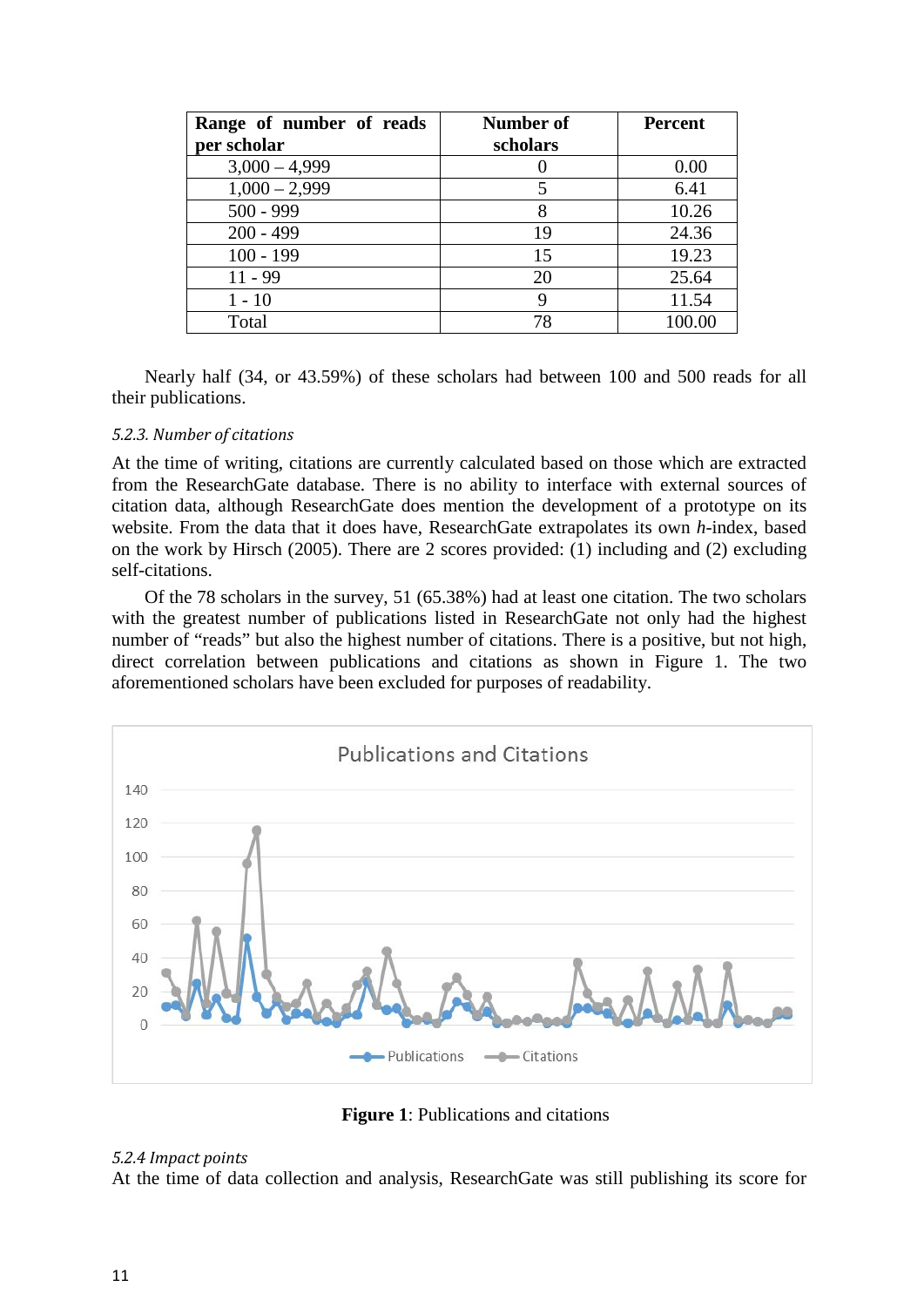| Range of number of reads per scholar | Number of scholars | Percent |
|---|---|---|
| 3,000 – 4,999 | 0 | 0.00 |
| 1,000 – 2,999 | 5 | 6.41 |
| 500 - 999 | 8 | 10.26 |
| 200 - 499 | 19 | 24.36 |
| 100 - 199 | 15 | 19.23 |
| 11 - 99 | 20 | 25.64 |
| 1 - 10 | 9 | 11.54 |
| Total | 78 | 100.00 |

Nearly half (34, or 43.59%) of these scholars had between 100 and 500 reads for all their publications.

#### *5.2.3. Number of citations*

At the time of writing, citations are currently calculated based on those which are extracted from the ResearchGate database. There is no ability to interface with external sources of citation data, although ResearchGate does mention the development of a prototype on its website. From the data that it does have, ResearchGate extrapolates its own *h*-index, based on the work by Hirsch (2005). There are 2 scores provided: (1) including and (2) excluding self-citations.

Of the 78 scholars in the survey, 51 (65.38%) had at least one citation. The two scholars with the greatest number of publications listed in ResearchGate not only had the highest number of "reads" but also the highest number of citations. There is a positive, but not high, direct correlation between publications and citations as shown in Figure 1. The two aforementioned scholars have been excluded for purposes of readability.

**Figure 1**: Publications and citations

#### *5.2.4 Impact points*

At the time of data collection and analysis, ResearchGate was still publishing its score for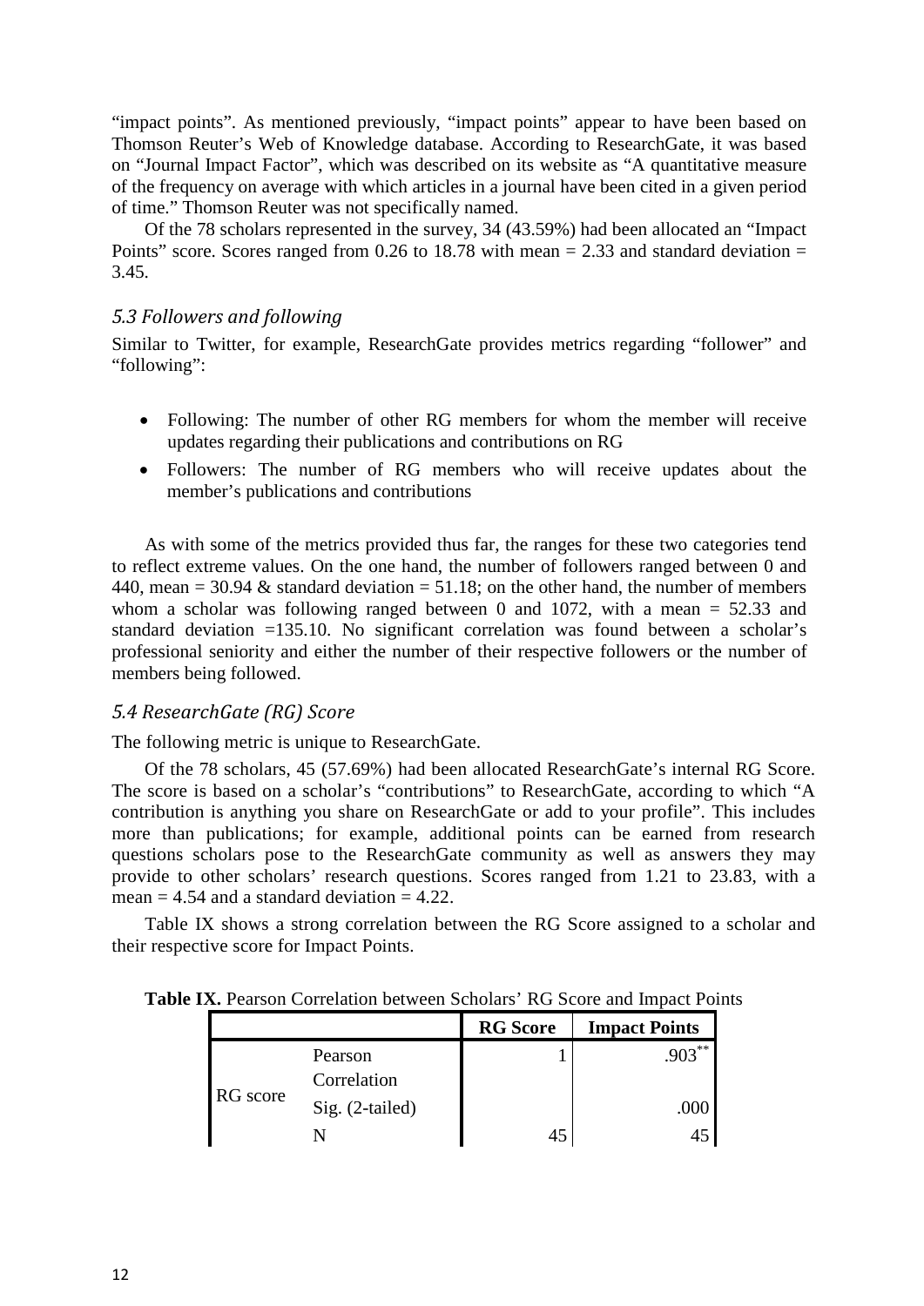"impact points". As mentioned previously, "impact points" appear to have been based on Thomson Reuter's Web of Knowledge database. According to ResearchGate, it was based on "Journal Impact Factor", which was described on its website as "A quantitative measure of the frequency on average with which articles in a journal have been cited in a given period of time." Thomson Reuter was not specifically named.

Of the 78 scholars represented in the survey, 34 (43.59%) had been allocated an "Impact Points" score. Scores ranged from 0.26 to 18.78 with mean = 2.33 and standard deviation = 3.45.

### *5.3 Followers and following*

Similar to Twitter, for example, ResearchGate provides metrics regarding "follower" and "following":

- Following: The number of other RG members for whom the member will receive updates regarding their publications and contributions on RG
- Followers: The number of RG members who will receive updates about the member's publications and contributions

As with some of the metrics provided thus far, the ranges for these two categories tend to reflect extreme values. On the one hand, the number of followers ranged between 0 and 440, mean = 30.94 & standard deviation = 51.18; on the other hand, the number of members whom a scholar was following ranged between 0 and 1072, with a mean = 52.33 and standard deviation =135.10. No significant correlation was found between a scholar's professional seniority and either the number of their respective followers or the number of members being followed.

### *5.4 ResearchGate (RG) Score*

The following metric is unique to ResearchGate.

Of the 78 scholars, 45 (57.69%) had been allocated ResearchGate's internal RG Score. The score is based on a scholar's "contributions" to ResearchGate, according to which "A contribution is anything you share on ResearchGate or add to your profile". This includes more than publications; for example, additional points can be earned from research questions scholars pose to the ResearchGate community as well as answers they may provide to other scholars' research questions. Scores ranged from 1.21 to 23.83, with a mean = 4.54 and a standard deviation = 4.22.

Table IX shows a strong correlation between the RG Score assigned to a scholar and their respective score for Impact Points.

**Table IX.** Pearson Correlation between Scholars' RG Score and Impact Points

| | | **RG Score** | **Impact Points** |
|---|---|---|---|
| RG score | Pearson Correlation | 1 | .903** |
| | Sig. (2-tailed) | | .000 |
| | N | 45 | 45 |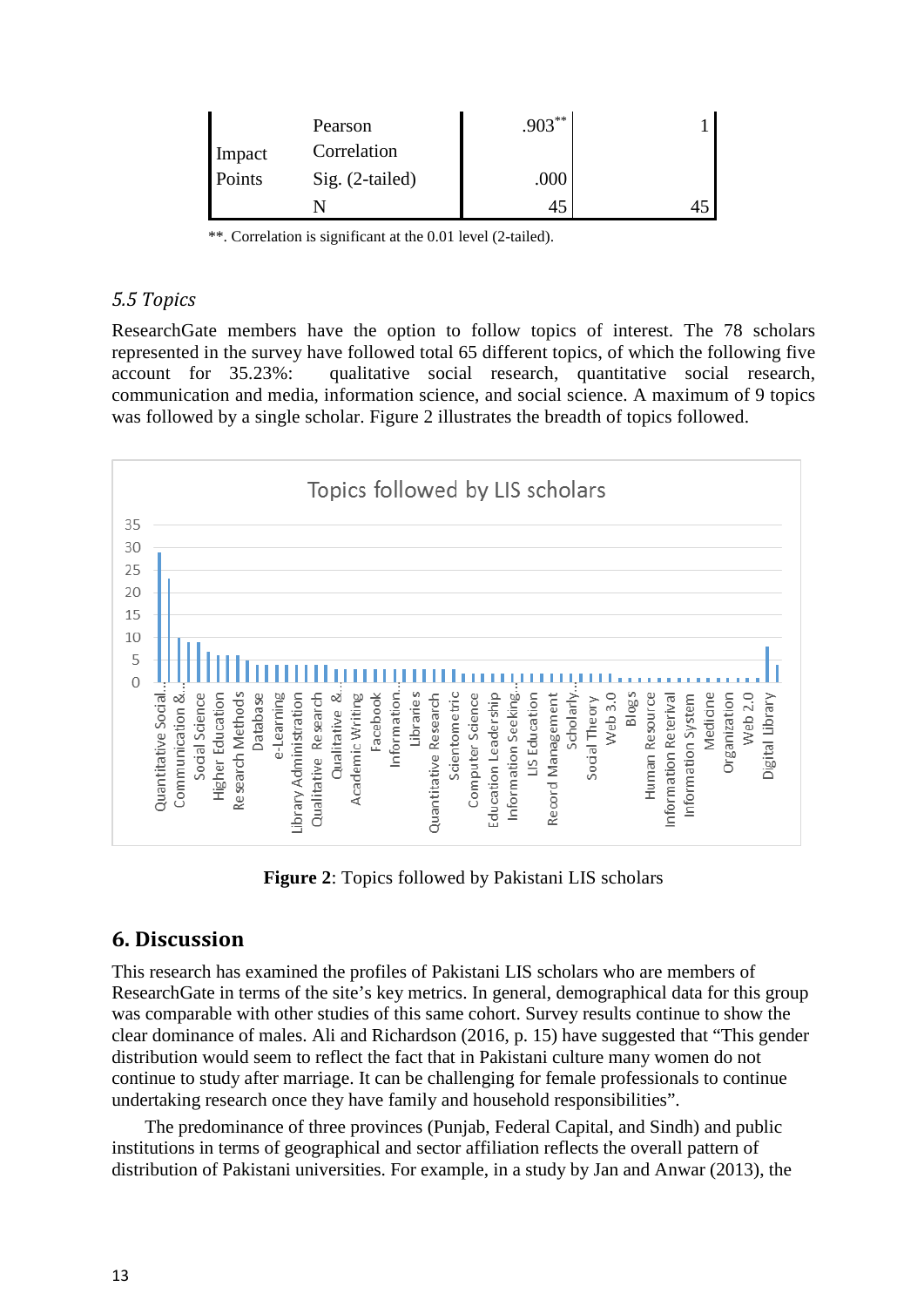| | | | |
|---|---|---|---|
| Impact Points | Pearson Correlation | .903** | 1 |
| | Sig. (2-tailed) | .000 | |
| | N | 45 | 45 |

**. Correlation is significant at the 0.01 level (2-tailed).

### *5.5 Topics*

ResearchGate members have the option to follow topics of interest. The 78 scholars represented in the survey have followed total 65 different topics, of which the following five account for 35.23%: qualitative social research, quantitative social research, communication and media, information science, and social science. A maximum of 9 topics was followed by a single scholar. Figure 2 illustrates the breadth of topics followed.

**Figure 2**: Topics followed by Pakistani LIS scholars

## 6. Discussion

This research has examined the profiles of Pakistani LIS scholars who are members of ResearchGate in terms of the site's key metrics. In general, demographical data for this group was comparable with other studies of this same cohort. Survey results continue to show the clear dominance of males. Ali and Richardson (2016, p. 15) have suggested that "This gender distribution would seem to reflect the fact that in Pakistani culture many women do not continue to study after marriage. It can be challenging for female professionals to continue undertaking research once they have family and household responsibilities".

The predominance of three provinces (Punjab, Federal Capital, and Sindh) and public institutions in terms of geographical and sector affiliation reflects the overall pattern of distribution of Pakistani universities. For example, in a study by Jan and Anwar (2013), the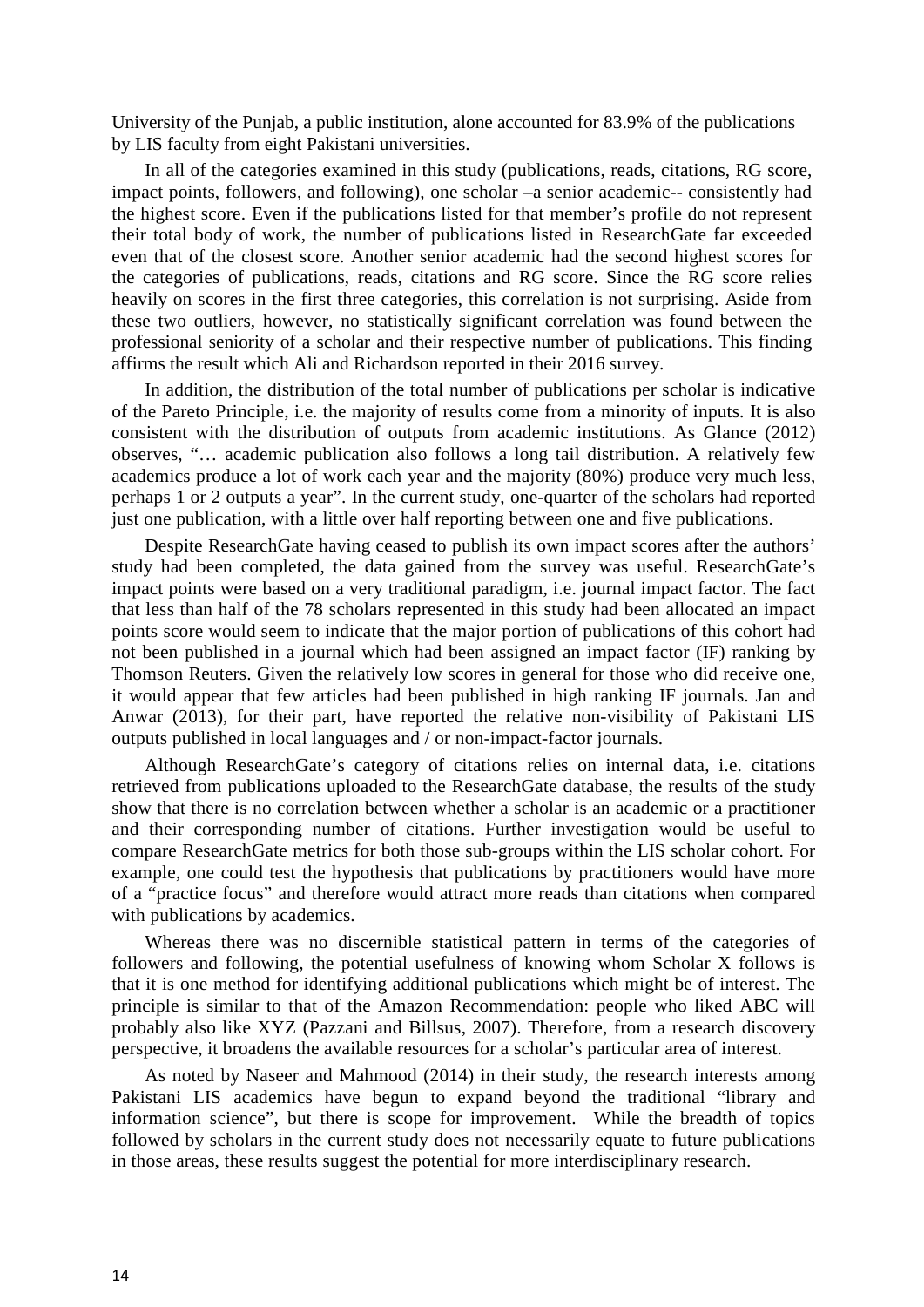University of the Punjab, a public institution, alone accounted for 83.9% of the publications by LIS faculty from eight Pakistani universities.

In all of the categories examined in this study (publications, reads, citations, RG score, impact points, followers, and following), one scholar –a senior academic-- consistently had the highest score. Even if the publications listed for that member's profile do not represent their total body of work, the number of publications listed in ResearchGate far exceeded even that of the closest score. Another senior academic had the second highest scores for the categories of publications, reads, citations and RG score. Since the RG score relies heavily on scores in the first three categories, this correlation is not surprising. Aside from these two outliers, however, no statistically significant correlation was found between the professional seniority of a scholar and their respective number of publications. This finding affirms the result which Ali and Richardson reported in their 2016 survey.

In addition, the distribution of the total number of publications per scholar is indicative of the Pareto Principle, i.e. the majority of results come from a minority of inputs. It is also consistent with the distribution of outputs from academic institutions. As Glance (2012) observes, "… academic publication also follows a long tail distribution. A relatively few academics produce a lot of work each year and the majority (80%) produce very much less, perhaps 1 or 2 outputs a year". In the current study, one-quarter of the scholars had reported just one publication, with a little over half reporting between one and five publications.

Despite ResearchGate having ceased to publish its own impact scores after the authors' study had been completed, the data gained from the survey was useful. ResearchGate's impact points were based on a very traditional paradigm, i.e. journal impact factor. The fact that less than half of the 78 scholars represented in this study had been allocated an impact points score would seem to indicate that the major portion of publications of this cohort had not been published in a journal which had been assigned an impact factor (IF) ranking by Thomson Reuters. Given the relatively low scores in general for those who did receive one, it would appear that few articles had been published in high ranking IF journals. Jan and Anwar (2013), for their part, have reported the relative non-visibility of Pakistani LIS outputs published in local languages and / or non-impact-factor journals.

Although ResearchGate's category of citations relies on internal data, i.e. citations retrieved from publications uploaded to the ResearchGate database, the results of the study show that there is no correlation between whether a scholar is an academic or a practitioner and their corresponding number of citations. Further investigation would be useful to compare ResearchGate metrics for both those sub-groups within the LIS scholar cohort. For example, one could test the hypothesis that publications by practitioners would have more of a "practice focus" and therefore would attract more reads than citations when compared with publications by academics.

Whereas there was no discernible statistical pattern in terms of the categories of followers and following, the potential usefulness of knowing whom Scholar X follows is that it is one method for identifying additional publications which might be of interest. The principle is similar to that of the Amazon Recommendation: people who liked ABC will probably also like XYZ (Pazzani and Billsus, 2007). Therefore, from a research discovery perspective, it broadens the available resources for a scholar's particular area of interest.

As noted by Naseer and Mahmood (2014) in their study, the research interests among Pakistani LIS academics have begun to expand beyond the traditional "library and information science", but there is scope for improvement. While the breadth of topics followed by scholars in the current study does not necessarily equate to future publications in those areas, these results suggest the potential for more interdisciplinary research.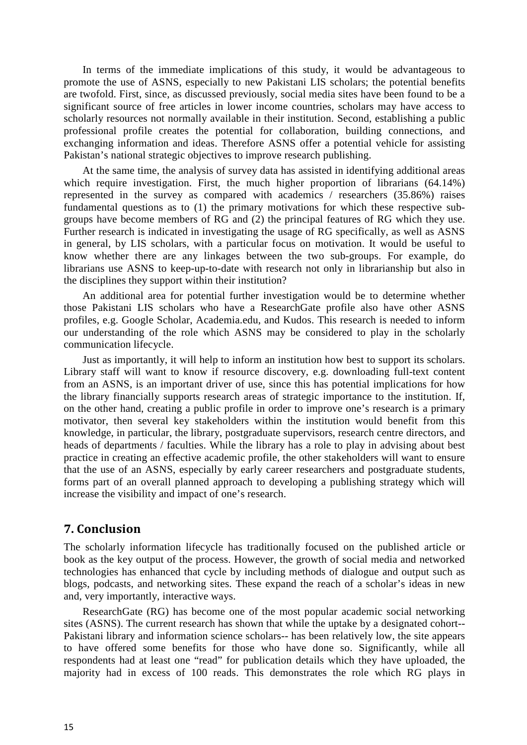In terms of the immediate implications of this study, it would be advantageous to promote the use of ASNS, especially to new Pakistani LIS scholars; the potential benefits are twofold. First, since, as discussed previously, social media sites have been found to be a significant source of free articles in lower income countries, scholars may have access to scholarly resources not normally available in their institution. Second, establishing a public professional profile creates the potential for collaboration, building connections, and exchanging information and ideas. Therefore ASNS offer a potential vehicle for assisting Pakistan's national strategic objectives to improve research publishing.

At the same time, the analysis of survey data has assisted in identifying additional areas which require investigation. First, the much higher proportion of librarians (64.14%) represented in the survey as compared with academics / researchers (35.86%) raises fundamental questions as to (1) the primary motivations for which these respective sub-groups have become members of RG and (2) the principal features of RG which they use. Further research is indicated in investigating the usage of RG specifically, as well as ASNS in general, by LIS scholars, with a particular focus on motivation. It would be useful to know whether there are any linkages between the two sub-groups. For example, do librarians use ASNS to keep-up-to-date with research not only in librarianship but also in the disciplines they support within their institution?

An additional area for potential further investigation would be to determine whether those Pakistani LIS scholars who have a ResearchGate profile also have other ASNS profiles, e.g. Google Scholar, Academia.edu, and Kudos. This research is needed to inform our understanding of the role which ASNS may be considered to play in the scholarly communication lifecycle.

Just as importantly, it will help to inform an institution how best to support its scholars. Library staff will want to know if resource discovery, e.g. downloading full-text content from an ASNS, is an important driver of use, since this has potential implications for how the library financially supports research areas of strategic importance to the institution. If, on the other hand, creating a public profile in order to improve one's research is a primary motivator, then several key stakeholders within the institution would benefit from this knowledge, in particular, the library, postgraduate supervisors, research centre directors, and heads of departments / faculties. While the library has a role to play in advising about best practice in creating an effective academic profile, the other stakeholders will want to ensure that the use of an ASNS, especially by early career researchers and postgraduate students, forms part of an overall planned approach to developing a publishing strategy which will increase the visibility and impact of one's research.

## 7. Conclusion

The scholarly information lifecycle has traditionally focused on the published article or book as the key output of the process. However, the growth of social media and networked technologies has enhanced that cycle by including methods of dialogue and output such as blogs, podcasts, and networking sites. These expand the reach of a scholar's ideas in new and, very importantly, interactive ways.

ResearchGate (RG) has become one of the most popular academic social networking sites (ASNS). The current research has shown that while the uptake by a designated cohort-- Pakistani library and information science scholars-- has been relatively low, the site appears to have offered some benefits for those who have done so. Significantly, while all respondents had at least one "read" for publication details which they have uploaded, the majority had in excess of 100 reads. This demonstrates the role which RG plays in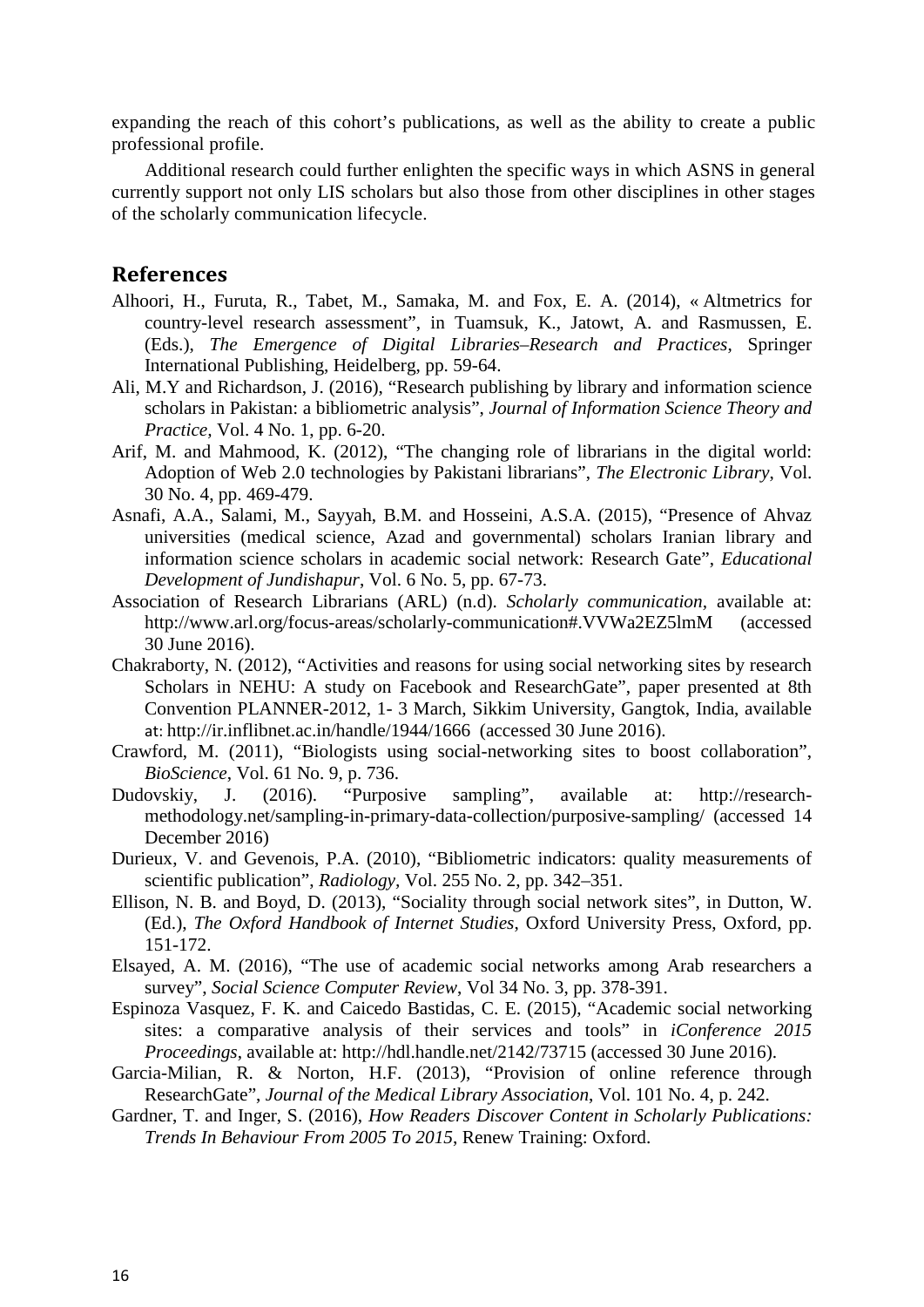expanding the reach of this cohort's publications, as well as the ability to create a public professional profile.

Additional research could further enlighten the specific ways in which ASNS in general currently support not only LIS scholars but also those from other disciplines in other stages of the scholarly communication lifecycle.

## References

Alhoori, H., Furuta, R., Tabet, M., Samaka, M. and Fox, E. A. (2014), « Altmetrics for country-level research assessment", in Tuamsuk, K., Jatowt, A. and Rasmussen, E. (Eds.), *The Emergence of Digital Libraries–Research and Practices*, Springer International Publishing, Heidelberg, pp. 59-64.

Ali, M.Y and Richardson, J. (2016), "Research publishing by library and information science scholars in Pakistan: a bibliometric analysis", *Journal of Information Science Theory and Practice*, Vol. 4 No. 1, pp. 6-20.

Arif, M. and Mahmood, K. (2012), "The changing role of librarians in the digital world: Adoption of Web 2.0 technologies by Pakistani librarians", *The Electronic Library*, Vol. 30 No. 4, pp. 469-479.

Asnafi, A.A., Salami, M., Sayyah, B.M. and Hosseini, A.S.A. (2015), "Presence of Ahvaz universities (medical science, Azad and governmental) scholars Iranian library and information science scholars in academic social network: Research Gate", *Educational Development of Jundishapur*, Vol. 6 No. 5, pp. 67-73.

Association of Research Librarians (ARL) (n.d). *Scholarly communication*, available at: http://www.arl.org/focus-areas/scholarly-communication#.VVWa2EZ5lmM (accessed 30 June 2016).

Chakraborty, N. (2012), "Activities and reasons for using social networking sites by research Scholars in NEHU: A study on Facebook and ResearchGate", paper presented at 8th Convention PLANNER-2012, 1- 3 March, Sikkim University, Gangtok, India, available at: http://ir.inflibnet.ac.in/handle/1944/1666 (accessed 30 June 2016).

Crawford, M. (2011), "Biologists using social-networking sites to boost collaboration", *BioScience*, Vol. 61 No. 9, p. 736.

Dudovskiy, J. (2016). "Purposive sampling", available at: http://research-methodology.net/sampling-in-primary-data-collection/purposive-sampling/ (accessed 14 December 2016)

Durieux, V. and Gevenois, P.A. (2010), "Bibliometric indicators: quality measurements of scientific publication", *Radiology*, Vol. 255 No. 2, pp. 342–351.

Ellison, N. B. and Boyd, D. (2013), "Sociality through social network sites", in Dutton, W. (Ed.), *The Oxford Handbook of Internet Studies*, Oxford University Press, Oxford, pp. 151-172.

Elsayed, A. M. (2016), "The use of academic social networks among Arab researchers a survey", *Social Science Computer Review*, Vol 34 No. 3, pp. 378-391.

Espinoza Vasquez, F. K. and Caicedo Bastidas, C. E. (2015), "Academic social networking sites: a comparative analysis of their services and tools" in *iConference 2015 Proceedings*, available at: http://hdl.handle.net/2142/73715 (accessed 30 June 2016).

Garcia-Milian, R. & Norton, H.F. (2013), "Provision of online reference through ResearchGate", *Journal of the Medical Library Association*, Vol. 101 No. 4, p. 242.

Gardner, T. and Inger, S. (2016), *How Readers Discover Content in Scholarly Publications: Trends In Behaviour From 2005 To 2015*, Renew Training: Oxford.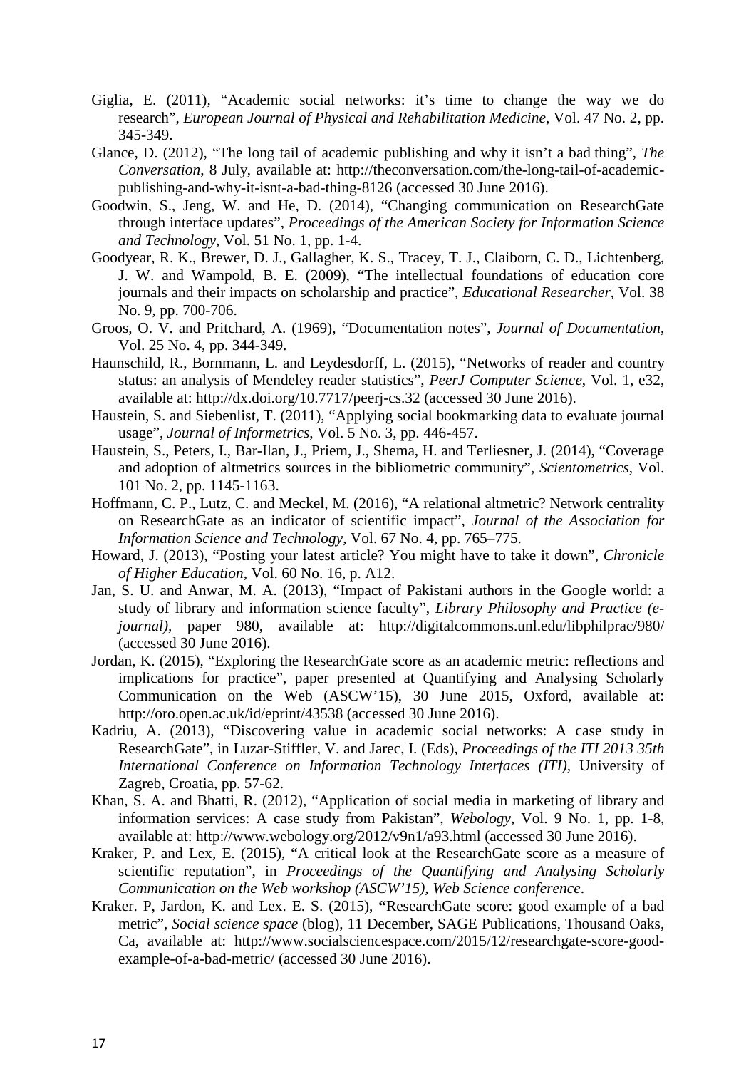Giglia, E. (2011), "Academic social networks: it's time to change the way we do research", *European Journal of Physical and Rehabilitation Medicine*, Vol. 47 No. 2, pp. 345-349.

Glance, D. (2012), "The long tail of academic publishing and why it isn't a bad thing", *The Conversation*, 8 July, available at: http://theconversation.com/the-long-tail-of-academic-publishing-and-why-it-isnt-a-bad-thing-8126 (accessed 30 June 2016).

Goodwin, S., Jeng, W. and He, D. (2014), "Changing communication on ResearchGate through interface updates", *Proceedings of the American Society for Information Science and Technology*, Vol. 51 No. 1, pp. 1-4.

Goodyear, R. K., Brewer, D. J., Gallagher, K. S., Tracey, T. J., Claiborn, C. D., Lichtenberg, J. W. and Wampold, B. E. (2009), "The intellectual foundations of education core journals and their impacts on scholarship and practice", *Educational Researcher*, Vol. 38 No. 9, pp. 700-706.

Groos, O. V. and Pritchard, A. (1969), "Documentation notes", *Journal of Documentation*, Vol. 25 No. 4, pp. 344-349.

Haunschild, R., Bornmann, L. and Leydesdorff, L. (2015), "Networks of reader and country status: an analysis of Mendeley reader statistics", *PeerJ Computer Science*, Vol. 1, e32, available at: http://dx.doi.org/10.7717/peerj-cs.32 (accessed 30 June 2016).

Haustein, S. and Siebenlist, T. (2011), "Applying social bookmarking data to evaluate journal usage", *Journal of Informetrics*, Vol. 5 No. 3, pp. 446-457.

Haustein, S., Peters, I., Bar-Ilan, J., Priem, J., Shema, H. and Terliesner, J. (2014), "Coverage and adoption of altmetrics sources in the bibliometric community", *Scientometrics*, Vol. 101 No. 2, pp. 1145-1163.

Hoffmann, C. P., Lutz, C. and Meckel, M. (2016), "A relational altmetric? Network centrality on ResearchGate as an indicator of scientific impact", *Journal of the Association for Information Science and Technology*, Vol. 67 No. 4, pp. 765–775.

Howard, J. (2013), "Posting your latest article? You might have to take it down", *Chronicle of Higher Education*, Vol. 60 No. 16, p. A12.

Jan, S. U. and Anwar, M. A. (2013), "Impact of Pakistani authors in the Google world: a study of library and information science faculty", *Library Philosophy and Practice (e-journal)*, paper 980, available at: http://digitalcommons.unl.edu/libphilprac/980/ (accessed 30 June 2016).

Jordan, K. (2015), "Exploring the ResearchGate score as an academic metric: reflections and implications for practice", paper presented at Quantifying and Analysing Scholarly Communication on the Web (ASCW'15), 30 June 2015, Oxford, available at: http://oro.open.ac.uk/id/eprint/43538 (accessed 30 June 2016).

Kadriu, A. (2013), "Discovering value in academic social networks: A case study in ResearchGate", in Luzar-Stiffler, V. and Jarec, I. (Eds), *Proceedings of the ITI 2013 35th International Conference on Information Technology Interfaces (ITI)*, University of Zagreb, Croatia, pp. 57-62.

Khan, S. A. and Bhatti, R. (2012), "Application of social media in marketing of library and information services: A case study from Pakistan", *Webology*, Vol. 9 No. 1, pp. 1-8, available at: http://www.webology.org/2012/v9n1/a93.html (accessed 30 June 2016).

Kraker, P. and Lex, E. (2015), "A critical look at the ResearchGate score as a measure of scientific reputation", in *Proceedings of the Quantifying and Analysing Scholarly Communication on the Web workshop (ASCW'15), Web Science conference*.

Kraker. P, Jardon, K. and Lex. E. S. (2015), **"**ResearchGate score: good example of a bad metric", *Social science space* (blog), 11 December, SAGE Publications, Thousand Oaks, Ca, available at: http://www.socialsciencespace.com/2015/12/researchgate-score-good-example-of-a-bad-metric/ (accessed 30 June 2016).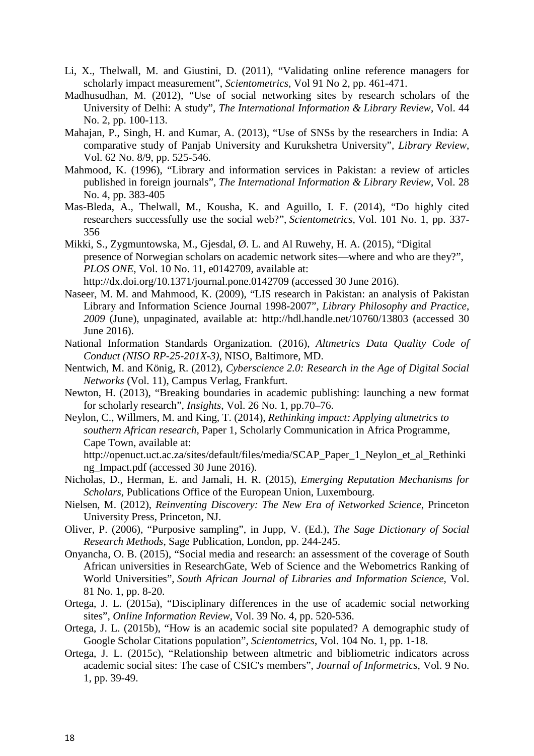Li, X., Thelwall, M. and Giustini, D. (2011), “Validating online reference managers for scholarly impact measurement”, *Scientometrics*, Vol 91 No 2, pp. 461-471.

Madhusudhan, M. (2012), “Use of social networking sites by research scholars of the University of Delhi: A study”, *The International Information & Library Review*, Vol. 44 No. 2, pp. 100-113.

Mahajan, P., Singh, H. and Kumar, A. (2013), “Use of SNSs by the researchers in India: A comparative study of Panjab University and Kurukshetra University”, *Library Review*, Vol. 62 No. 8/9, pp. 525-546.

Mahmood, K. (1996), “Library and information services in Pakistan: a review of articles published in foreign journals”, *The International Information & Library Review*, Vol. 28 No. 4, pp. 383-405

Mas-Bleda, A., Thelwall, M., Kousha, K. and Aguillo, I. F. (2014), “Do highly cited researchers successfully use the social web?”, *Scientometrics*, Vol. 101 No. 1, pp. 337-356

Mikki, S., Zygmuntowska, M., Gjesdal, Ø. L. and Al Ruwehy, H. A. (2015), “Digital presence of Norwegian scholars on academic network sites—where and who are they?”, *PLOS ONE*, Vol. 10 No. 11, e0142709, available at: http://dx.doi.org/10.1371/journal.pone.0142709 (accessed 30 June 2016).

Naseer, M. M. and Mahmood, K. (2009), “LIS research in Pakistan: an analysis of Pakistan Library and Information Science Journal 1998-2007”, *Library Philosophy and Practice*, *2009* (June), unpaginated, available at: http://hdl.handle.net/10760/13803 (accessed 30 June 2016).

National Information Standards Organization. (2016), *Altmetrics Data Quality Code of Conduct (NISO RP-25-201X-3)*, NISO, Baltimore, MD.

Nentwich, M. and König, R. (2012), *Cyberscience 2.0: Research in the Age of Digital Social Networks* (Vol. 11), Campus Verlag, Frankfurt.

Newton, H. (2013), “Breaking boundaries in academic publishing: launching a new format for scholarly research”, *Insights*, Vol. 26 No. 1, pp.70–76.

Neylon, C., Willmers, M. and King, T. (2014), *Rethinking impact: Applying altmetrics to southern African research*, Paper 1, Scholarly Communication in Africa Programme, Cape Town, available at: http://openuct.uct.ac.za/sites/default/files/media/SCAP_Paper_1_Neylon_et_al_Rethinking_Impact.pdf (accessed 30 June 2016).

Nicholas, D., Herman, E. and Jamali, H. R. (2015), *Emerging Reputation Mechanisms for Scholars*, Publications Office of the European Union, Luxembourg.

Nielsen, M. (2012), *Reinventing Discovery: The New Era of Networked Science*, Princeton University Press, Princeton, NJ.

Oliver, P. (2006), “Purposive sampling”, in Jupp, V. (Ed.), *The Sage Dictionary of Social Research Methods*, Sage Publication, London, pp. 244-245.

Onyancha, O. B. (2015), “Social media and research: an assessment of the coverage of South African universities in ResearchGate, Web of Science and the Webometrics Ranking of World Universities”, *South African Journal of Libraries and Information Science*, Vol. 81 No. 1, pp. 8-20.

Ortega, J. L. (2015a), “Disciplinary differences in the use of academic social networking sites”, *Online Information Review*, Vol. 39 No. 4, pp. 520-536.

Ortega, J. L. (2015b), “How is an academic social site populated? A demographic study of Google Scholar Citations population”, *Scientometrics*, Vol. 104 No. 1, pp. 1-18.

Ortega, J. L. (2015c), “Relationship between altmetric and bibliometric indicators across academic social sites: The case of CSIC's members”, *Journal of Informetrics*, Vol. 9 No. 1, pp. 39-49.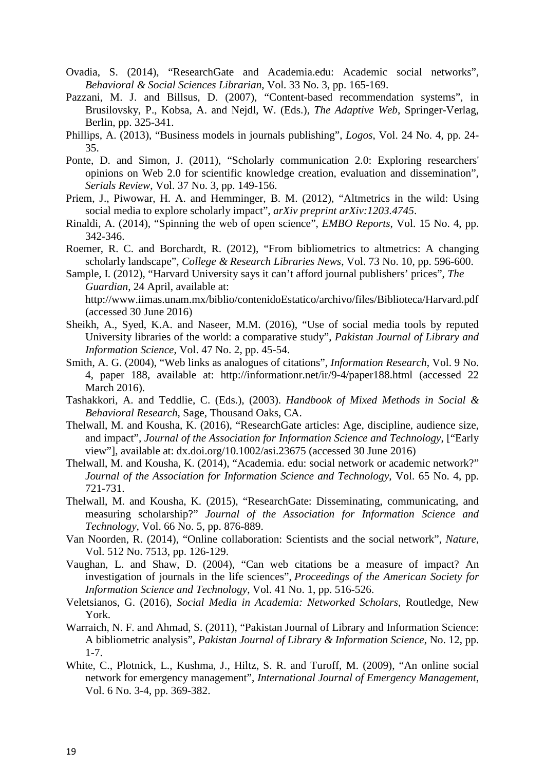Ovadia, S. (2014), "ResearchGate and Academia.edu: Academic social networks", *Behavioral & Social Sciences Librarian*, Vol. 33 No. 3, pp. 165-169.

Pazzani, M. J. and Billsus, D. (2007), "Content-based recommendation systems", in Brusilovsky, P., Kobsa, A. and Nejdl, W. (Eds.), *The Adaptive Web*, Springer-Verlag, Berlin, pp. 325-341.

Phillips, A. (2013), "Business models in journals publishing", *Logos*, Vol. 24 No. 4, pp. 24-35.

Ponte, D. and Simon, J. (2011), "Scholarly communication 2.0: Exploring researchers' opinions on Web 2.0 for scientific knowledge creation, evaluation and dissemination", *Serials Review*, Vol. 37 No. 3, pp. 149-156.

Priem, J., Piwowar, H. A. and Hemminger, B. M. (2012), "Altmetrics in the wild: Using social media to explore scholarly impact", *arXiv preprint arXiv:1203.4745*.

Rinaldi, A. (2014), "Spinning the web of open science", *EMBO Reports*, Vol. 15 No. 4, pp. 342-346.

Roemer, R. C. and Borchardt, R. (2012), "From bibliometrics to altmetrics: A changing scholarly landscape", *College & Research Libraries News*, Vol. 73 No. 10, pp. 596-600.

Sample, I. (2012), "Harvard University says it can't afford journal publishers' prices", *The Guardian*, 24 April, available at: http://www.iimas.unam.mx/biblio/contenidoEstatico/archivo/files/Biblioteca/Harvard.pdf (accessed 30 June 2016)

Sheikh, A., Syed, K.A. and Naseer, M.M. (2016), "Use of social media tools by reputed University libraries of the world: a comparative study", *Pakistan Journal of Library and Information Science*, Vol. 47 No. 2, pp. 45-54.

Smith, A. G. (2004), "Web links as analogues of citations", *Information Research*, Vol. 9 No. 4, paper 188, available at: http://informationr.net/ir/9-4/paper188.html (accessed 22 March 2016).

Tashakkori, A. and Teddlie, C. (Eds.), (2003). *Handbook of Mixed Methods in Social & Behavioral Research*, Sage, Thousand Oaks, CA.

Thelwall, M. and Kousha, K. (2016), "ResearchGate articles: Age, discipline, audience size, and impact", *Journal of the Association for Information Science and Technology*, ["Early view"], available at: dx.doi.org/10.1002/asi.23675 (accessed 30 June 2016)

Thelwall, M. and Kousha, K. (2014), "Academia. edu: social network or academic network?" *Journal of the Association for Information Science and Technology*, Vol. 65 No. 4, pp. 721-731.

Thelwall, M. and Kousha, K. (2015), "ResearchGate: Disseminating, communicating, and measuring scholarship?" *Journal of the Association for Information Science and Technology*, Vol. 66 No. 5, pp. 876-889.

Van Noorden, R. (2014), "Online collaboration: Scientists and the social network", *Nature*, Vol. 512 No. 7513, pp. 126-129.

Vaughan, L. and Shaw, D. (2004), "Can web citations be a measure of impact? An investigation of journals in the life sciences", *Proceedings of the American Society for Information Science and Technology*, Vol. 41 No. 1, pp. 516-526.

Veletsianos, G. (2016), *Social Media in Academia: Networked Scholars*, Routledge, New York.

Warraich, N. F. and Ahmad, S. (2011), "Pakistan Journal of Library and Information Science: A bibliometric analysis", *Pakistan Journal of Library & Information Science*, No. 12, pp. 1-7.

White, C., Plotnick, L., Kushma, J., Hiltz, S. R. and Turoff, M. (2009), "An online social network for emergency management", *International Journal of Emergency Management*, Vol. 6 No. 3-4, pp. 369-382.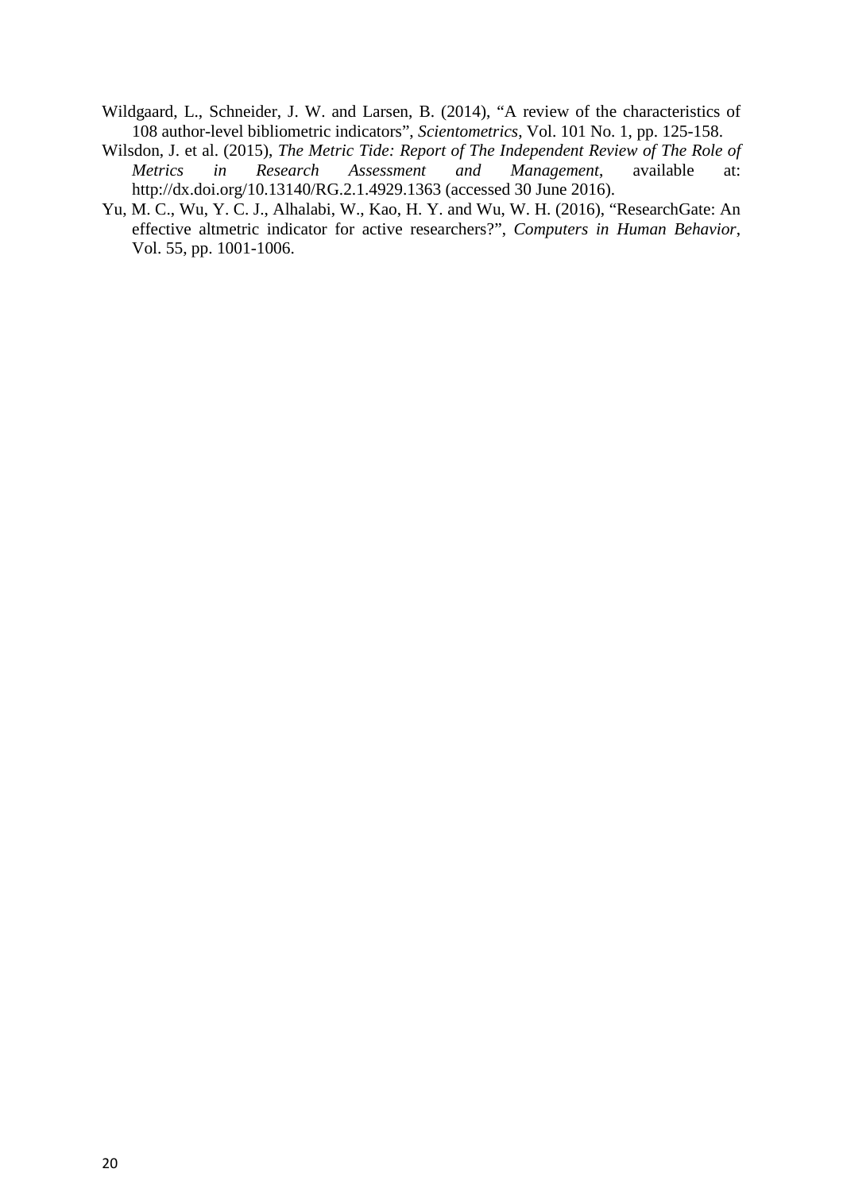Wildgaard, L., Schneider, J. W. and Larsen, B. (2014), "A review of the characteristics of 108 author-level bibliometric indicators", *Scientometrics*, Vol. 101 No. 1, pp. 125-158.

Wilsdon, J. et al. (2015), *The Metric Tide: Report of The Independent Review of The Role of Metrics in Research Assessment and Management*, available at: http://dx.doi.org/10.13140/RG.2.1.4929.1363 (accessed 30 June 2016).

Yu, M. C., Wu, Y. C. J., Alhalabi, W., Kao, H. Y. and Wu, W. H. (2016), "ResearchGate: An effective altmetric indicator for active researchers?", *Computers in Human Behavior*, Vol. 55, pp. 1001-1006.